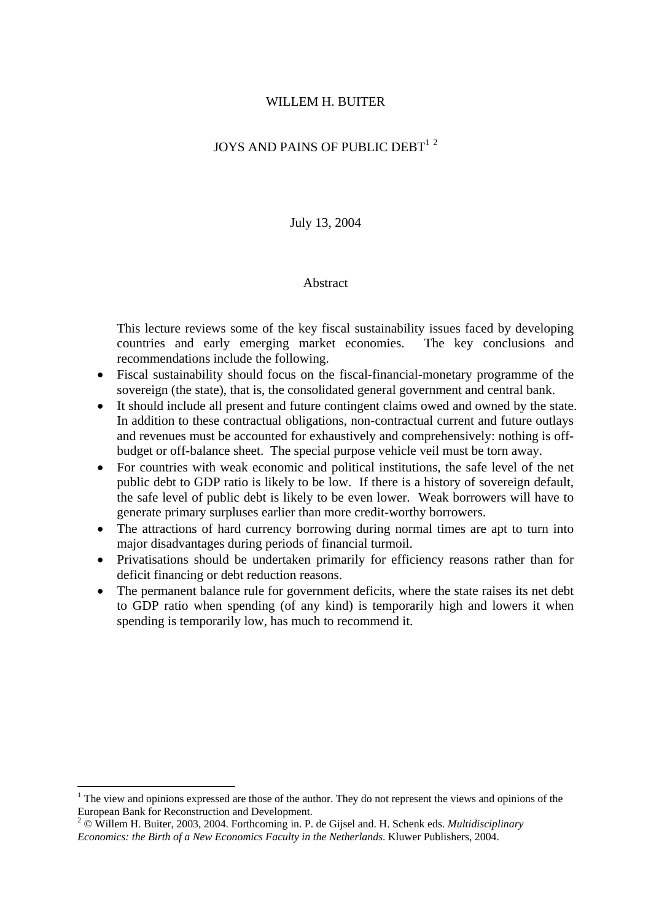WILLEM H. BUITER

# JOYS AND PAINS OF PUBLIC DEBT[1 2]

July 13, 2004

## Abstract

This lecture reviews some of the key fiscal sustainability issues faced by developing countries and early emerging market economies. The key conclusions and recommendations include the following.

- Fiscal sustainability should focus on the fiscal-financial-monetary programme of the sovereign (the state), that is, the consolidated general government and central bank.
- It should include all present and future contingent claims owed and owned by the state. In addition to these contractual obligations, non-contractual current and future outlays and revenues must be accounted for exhaustively and comprehensively: nothing is off-budget or off-balance sheet. The special purpose vehicle veil must be torn away.
- For countries with weak economic and political institutions, the safe level of the net public debt to GDP ratio is likely to be low. If there is a history of sovereign default, the safe level of public debt is likely to be even lower. Weak borrowers will have to generate primary surpluses earlier than more credit-worthy borrowers.
- The attractions of hard currency borrowing during normal times are apt to turn into major disadvantages during periods of financial turmoil.
- Privatisations should be undertaken primarily for efficiency reasons rather than for deficit financing or debt reduction reasons.
- The permanent balance rule for government deficits, where the state raises its net debt to GDP ratio when spending (of any kind) is temporarily high and lowers it when spending is temporarily low, has much to recommend it.

---

[1] The view and opinions expressed are those of the author. They do not represent the views and opinions of the European Bank for Reconstruction and Development.

[2] © Willem H. Buiter, 2003, 2004. Forthcoming in. P. de Gijsel and. H. Schenk eds. *Multidisciplinary Economics: the Birth of a New Economics Faculty in the Netherlands*. Kluwer Publishers, 2004.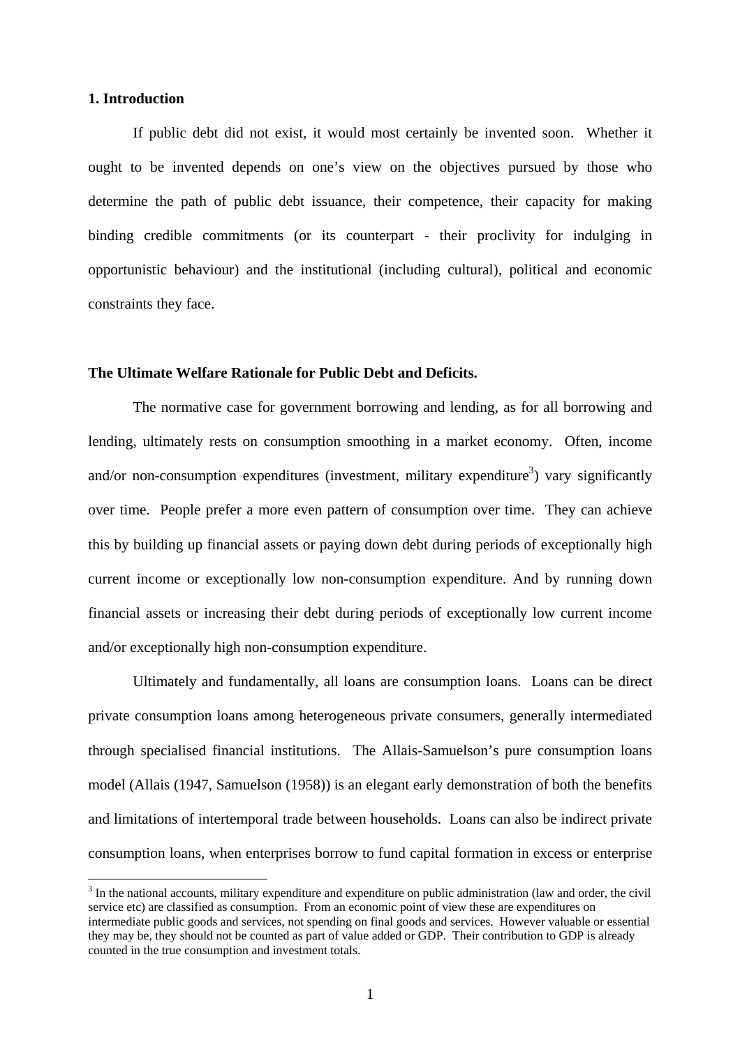## 1. Introduction

If public debt did not exist, it would most certainly be invented soon. Whether it ought to be invented depends on one's view on the objectives pursued by those who determine the path of public debt issuance, their competence, their capacity for making binding credible commitments (or its counterpart - their proclivity for indulging in opportunistic behaviour) and the institutional (including cultural), political and economic constraints they face.

### The Ultimate Welfare Rationale for Public Debt and Deficits.

The normative case for government borrowing and lending, as for all borrowing and lending, ultimately rests on consumption smoothing in a market economy. Often, income and/or non-consumption expenditures (investment, military expenditure[3]) vary significantly over time. People prefer a more even pattern of consumption over time. They can achieve this by building up financial assets or paying down debt during periods of exceptionally high current income or exceptionally low non-consumption expenditure. And by running down financial assets or increasing their debt during periods of exceptionally low current income and/or exceptionally high non-consumption expenditure.

Ultimately and fundamentally, all loans are consumption loans. Loans can be direct private consumption loans among heterogeneous private consumers, generally intermediated through specialised financial institutions. The Allais-Samuelson's pure consumption loans model (Allais (1947, Samuelson (1958)) is an elegant early demonstration of both the benefits and limitations of intertemporal trade between households. Loans can also be indirect private consumption loans, when enterprises borrow to fund capital formation in excess or enterprise

[3] In the national accounts, military expenditure and expenditure on public administration (law and order, the civil service etc) are classified as consumption. From an economic point of view these are expenditures on intermediate public goods and services, not spending on final goods and services. However valuable or essential they may be, they should not be counted as part of value added or GDP. Their contribution to GDP is already counted in the true consumption and investment totals.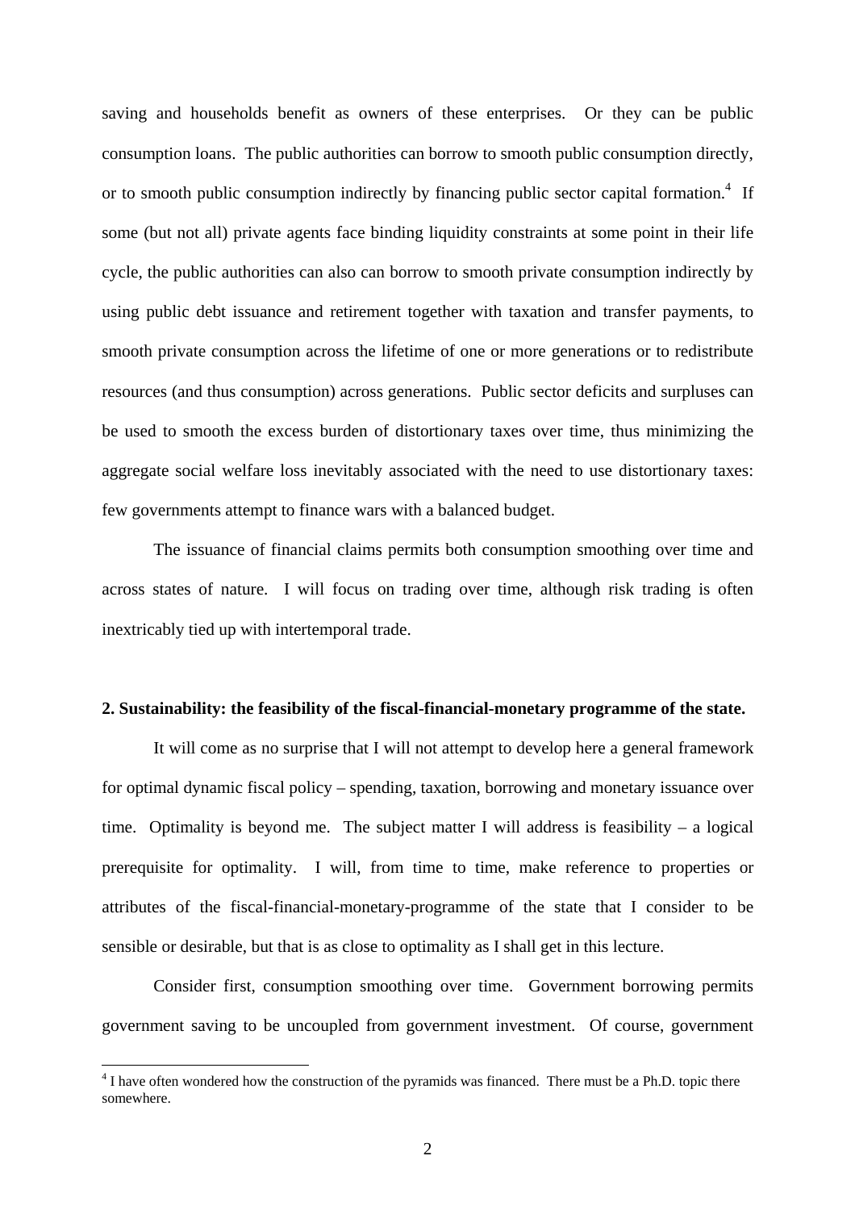saving and households benefit as owners of these enterprises. Or they can be public consumption loans. The public authorities can borrow to smooth public consumption directly, or to smooth public consumption indirectly by financing public sector capital formation.[4] If some (but not all) private agents face binding liquidity constraints at some point in their life cycle, the public authorities can also can borrow to smooth private consumption indirectly by using public debt issuance and retirement together with taxation and transfer payments, to smooth private consumption across the lifetime of one or more generations or to redistribute resources (and thus consumption) across generations. Public sector deficits and surpluses can be used to smooth the excess burden of distortionary taxes over time, thus minimizing the aggregate social welfare loss inevitably associated with the need to use distortionary taxes: few governments attempt to finance wars with a balanced budget.

The issuance of financial claims permits both consumption smoothing over time and across states of nature. I will focus on trading over time, although risk trading is often inextricably tied up with intertemporal trade.

## 2. Sustainability: the feasibility of the fiscal-financial-monetary programme of the state.

It will come as no surprise that I will not attempt to develop here a general framework for optimal dynamic fiscal policy – spending, taxation, borrowing and monetary issuance over time. Optimality is beyond me. The subject matter I will address is feasibility – a logical prerequisite for optimality. I will, from time to time, make reference to properties or attributes of the fiscal-financial-monetary-programme of the state that I consider to be sensible or desirable, but that is as close to optimality as I shall get in this lecture.

Consider first, consumption smoothing over time. Government borrowing permits government saving to be uncoupled from government investment. Of course, government

[4] I have often wondered how the construction of the pyramids was financed. There must be a Ph.D. topic there somewhere.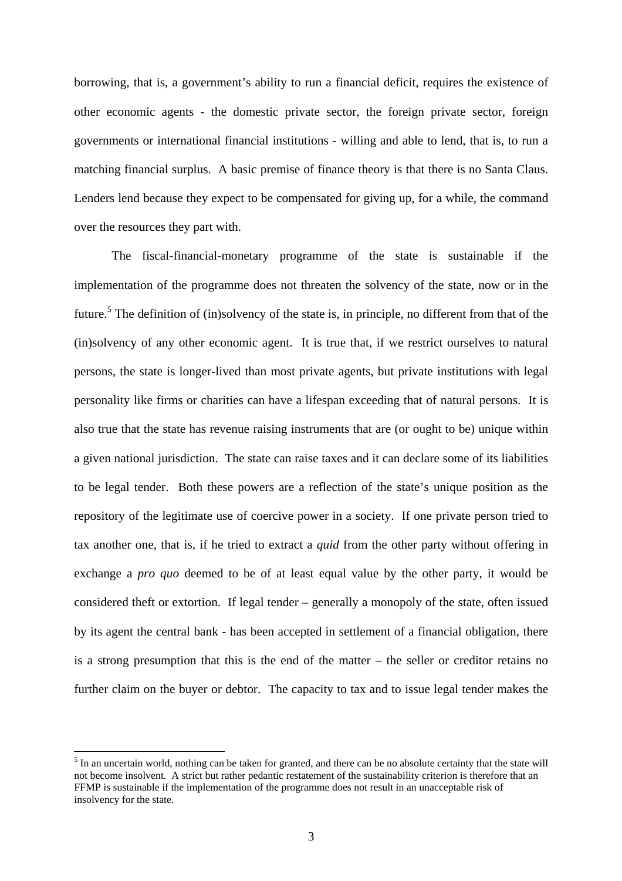borrowing, that is, a government's ability to run a financial deficit, requires the existence of other economic agents - the domestic private sector, the foreign private sector, foreign governments or international financial institutions - willing and able to lend, that is, to run a matching financial surplus. A basic premise of finance theory is that there is no Santa Claus. Lenders lend because they expect to be compensated for giving up, for a while, the command over the resources they part with.

The fiscal-financial-monetary programme of the state is sustainable if the implementation of the programme does not threaten the solvency of the state, now or in the future.[5] The definition of (in)solvency of the state is, in principle, no different from that of the (in)solvency of any other economic agent. It is true that, if we restrict ourselves to natural persons, the state is longer-lived than most private agents, but private institutions with legal personality like firms or charities can have a lifespan exceeding that of natural persons. It is also true that the state has revenue raising instruments that are (or ought to be) unique within a given national jurisdiction. The state can raise taxes and it can declare some of its liabilities to be legal tender. Both these powers are a reflection of the state's unique position as the repository of the legitimate use of coercive power in a society. If one private person tried to tax another one, that is, if he tried to extract a *quid* from the other party without offering in exchange a *pro quo* deemed to be of at least equal value by the other party, it would be considered theft or extortion. If legal tender – generally a monopoly of the state, often issued by its agent the central bank - has been accepted in settlement of a financial obligation, there is a strong presumption that this is the end of the matter – the seller or creditor retains no further claim on the buyer or debtor. The capacity to tax and to issue legal tender makes the

[5] In an uncertain world, nothing can be taken for granted, and there can be no absolute certainty that the state will not become insolvent. A strict but rather pedantic restatement of the sustainability criterion is therefore that an FFMP is sustainable if the implementation of the programme does not result in an unacceptable risk of insolvency for the state.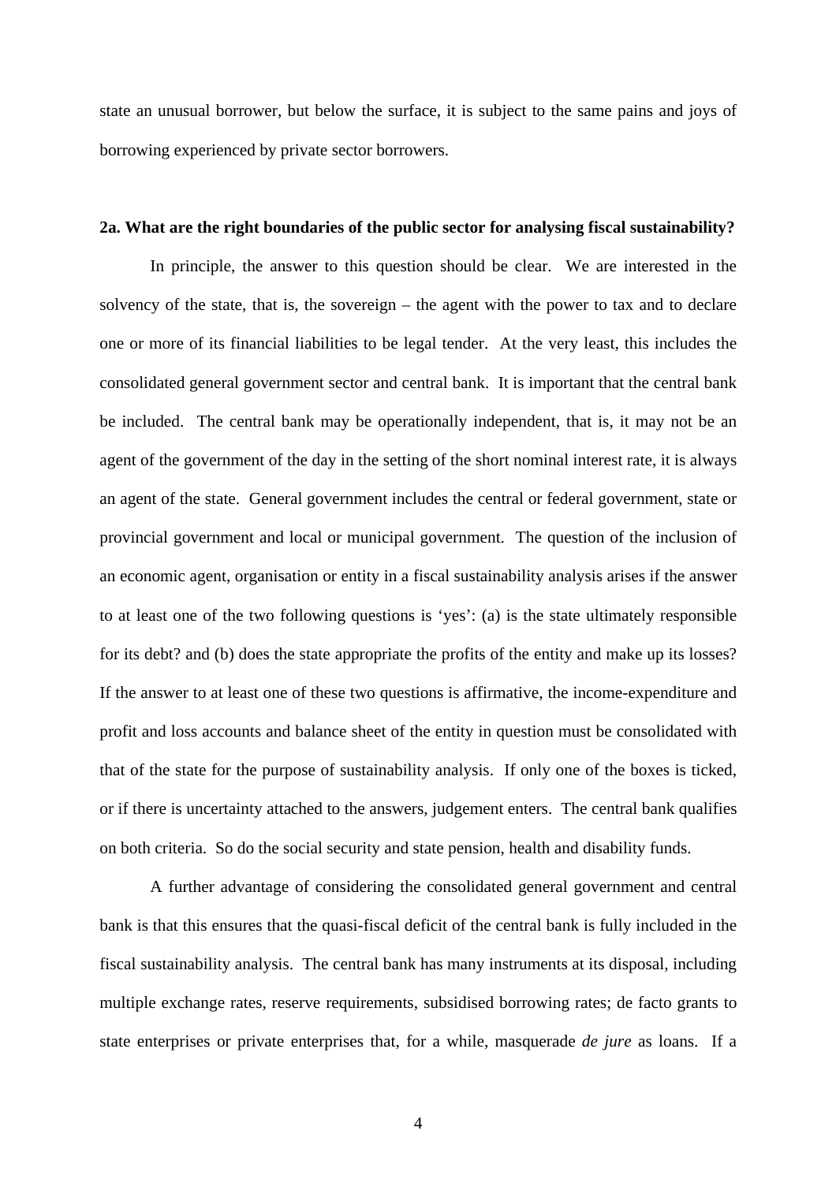state an unusual borrower, but below the surface, it is subject to the same pains and joys of borrowing experienced by private sector borrowers.

### 2a. What are the right boundaries of the public sector for analysing fiscal sustainability?

In principle, the answer to this question should be clear. We are interested in the solvency of the state, that is, the sovereign – the agent with the power to tax and to declare one or more of its financial liabilities to be legal tender. At the very least, this includes the consolidated general government sector and central bank. It is important that the central bank be included. The central bank may be operationally independent, that is, it may not be an agent of the government of the day in the setting of the short nominal interest rate, it is always an agent of the state. General government includes the central or federal government, state or provincial government and local or municipal government. The question of the inclusion of an economic agent, organisation or entity in a fiscal sustainability analysis arises if the answer to at least one of the two following questions is 'yes': (a) is the state ultimately responsible for its debt? and (b) does the state appropriate the profits of the entity and make up its losses? If the answer to at least one of these two questions is affirmative, the income-expenditure and profit and loss accounts and balance sheet of the entity in question must be consolidated with that of the state for the purpose of sustainability analysis. If only one of the boxes is ticked, or if there is uncertainty attached to the answers, judgement enters. The central bank qualifies on both criteria. So do the social security and state pension, health and disability funds.

A further advantage of considering the consolidated general government and central bank is that this ensures that the quasi-fiscal deficit of the central bank is fully included in the fiscal sustainability analysis. The central bank has many instruments at its disposal, including multiple exchange rates, reserve requirements, subsidised borrowing rates; de facto grants to state enterprises or private enterprises that, for a while, masquerade *de jure* as loans. If a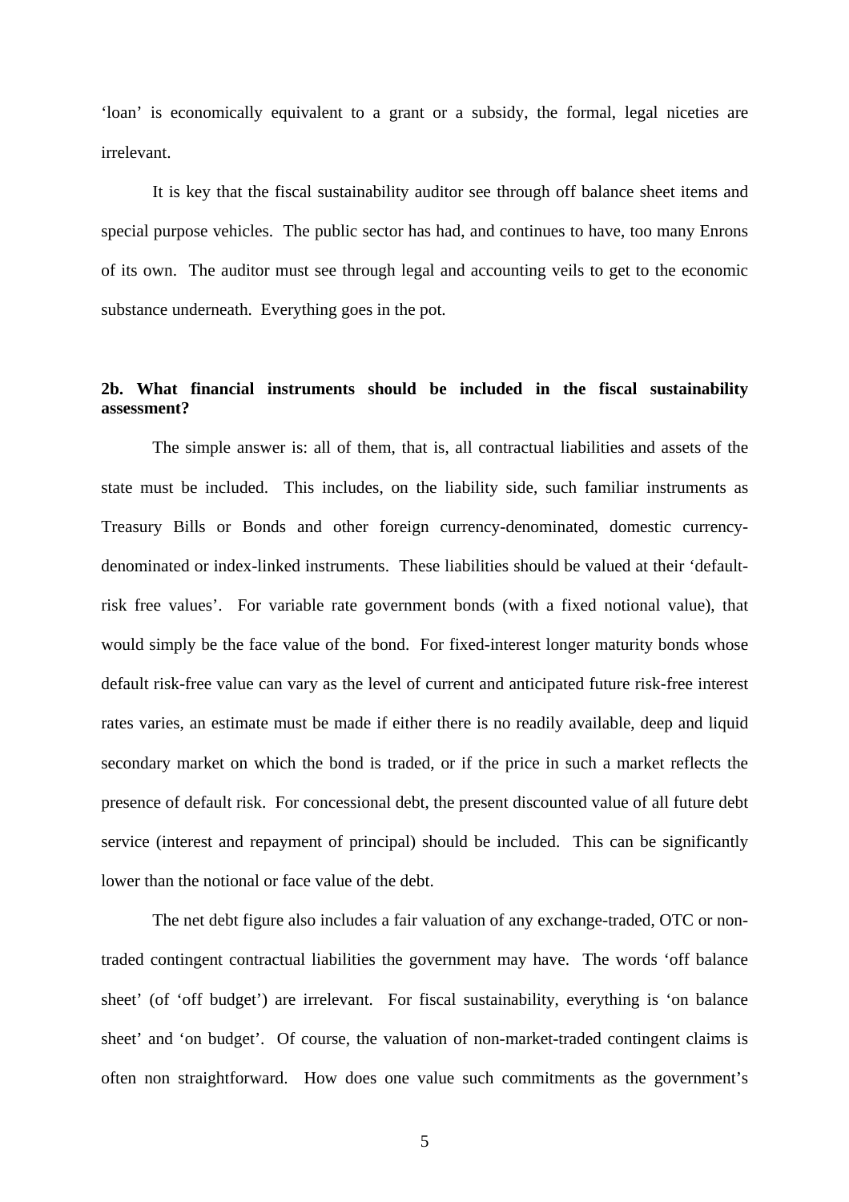'loan' is economically equivalent to a grant or a subsidy, the formal, legal niceties are irrelevant.

It is key that the fiscal sustainability auditor see through off balance sheet items and special purpose vehicles. The public sector has had, and continues to have, too many Enrons of its own. The auditor must see through legal and accounting veils to get to the economic substance underneath. Everything goes in the pot.

### 2b. What financial instruments should be included in the fiscal sustainability assessment?

The simple answer is: all of them, that is, all contractual liabilities and assets of the state must be included. This includes, on the liability side, such familiar instruments as Treasury Bills or Bonds and other foreign currency-denominated, domestic currency-denominated or index-linked instruments. These liabilities should be valued at their 'default-risk free values'. For variable rate government bonds (with a fixed notional value), that would simply be the face value of the bond. For fixed-interest longer maturity bonds whose default risk-free value can vary as the level of current and anticipated future risk-free interest rates varies, an estimate must be made if either there is no readily available, deep and liquid secondary market on which the bond is traded, or if the price in such a market reflects the presence of default risk. For concessional debt, the present discounted value of all future debt service (interest and repayment of principal) should be included. This can be significantly lower than the notional or face value of the debt.

The net debt figure also includes a fair valuation of any exchange-traded, OTC or non-traded contingent contractual liabilities the government may have. The words 'off balance sheet' (of 'off budget') are irrelevant. For fiscal sustainability, everything is 'on balance sheet' and 'on budget'. Of course, the valuation of non-market-traded contingent claims is often non straightforward. How does one value such commitments as the government's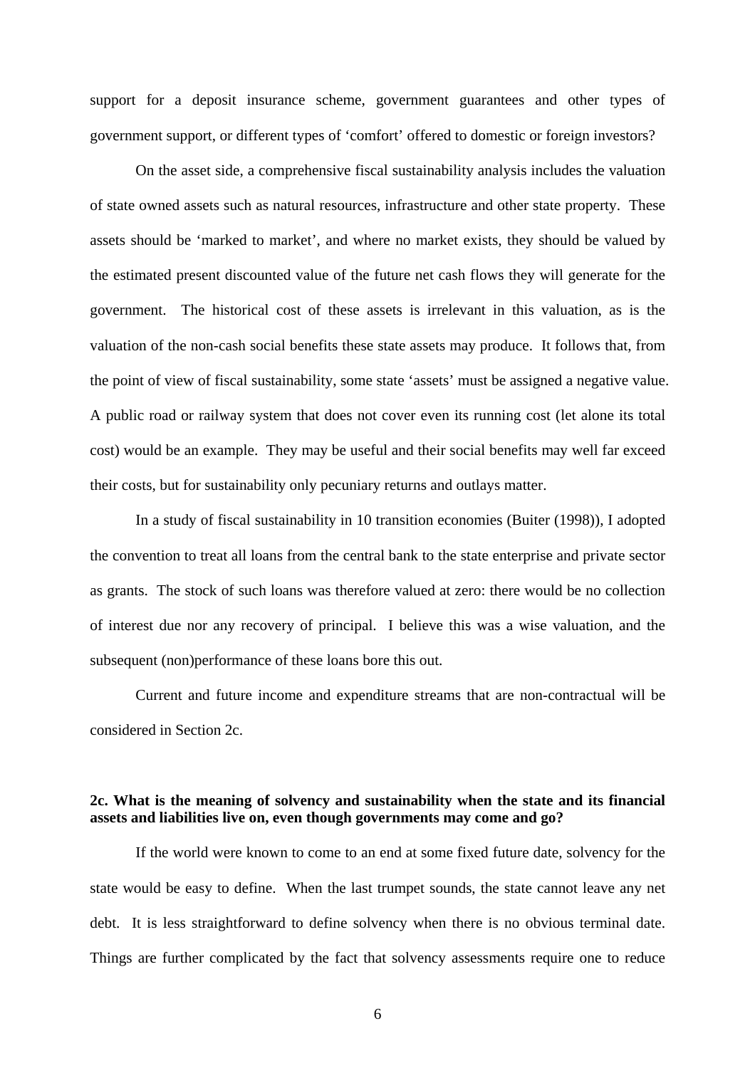support for a deposit insurance scheme, government guarantees and other types of government support, or different types of 'comfort' offered to domestic or foreign investors?

On the asset side, a comprehensive fiscal sustainability analysis includes the valuation of state owned assets such as natural resources, infrastructure and other state property. These assets should be 'marked to market', and where no market exists, they should be valued by the estimated present discounted value of the future net cash flows they will generate for the government. The historical cost of these assets is irrelevant in this valuation, as is the valuation of the non-cash social benefits these state assets may produce. It follows that, from the point of view of fiscal sustainability, some state 'assets' must be assigned a negative value. A public road or railway system that does not cover even its running cost (let alone its total cost) would be an example. They may be useful and their social benefits may well far exceed their costs, but for sustainability only pecuniary returns and outlays matter.

In a study of fiscal sustainability in 10 transition economies (Buiter (1998)), I adopted the convention to treat all loans from the central bank to the state enterprise and private sector as grants. The stock of such loans was therefore valued at zero: there would be no collection of interest due nor any recovery of principal. I believe this was a wise valuation, and the subsequent (non)performance of these loans bore this out.

Current and future income and expenditure streams that are non-contractual will be considered in Section 2c.

### 2c. What is the meaning of solvency and sustainability when the state and its financial assets and liabilities live on, even though governments may come and go?

If the world were known to come to an end at some fixed future date, solvency for the state would be easy to define. When the last trumpet sounds, the state cannot leave any net debt. It is less straightforward to define solvency when there is no obvious terminal date. Things are further complicated by the fact that solvency assessments require one to reduce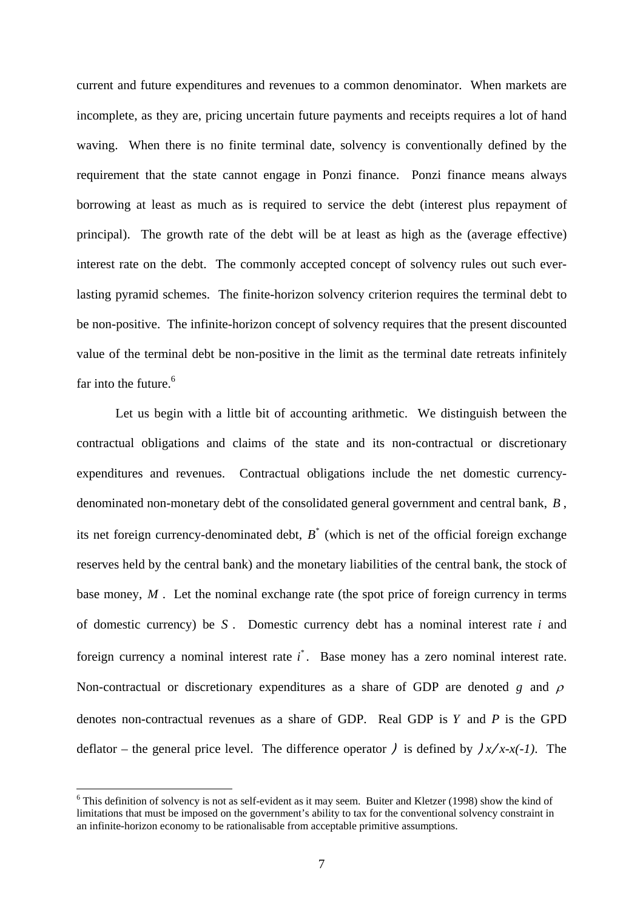current and future expenditures and revenues to a common denominator. When markets are incomplete, as they are, pricing uncertain future payments and receipts requires a lot of hand waving. When there is no finite terminal date, solvency is conventionally defined by the requirement that the state cannot engage in Ponzi finance. Ponzi finance means always borrowing at least as much as is required to service the debt (interest plus repayment of principal). The growth rate of the debt will be at least as high as the (average effective) interest rate on the debt. The commonly accepted concept of solvency rules out such ever-lasting pyramid schemes. The finite-horizon solvency criterion requires the terminal debt to be non-positive. The infinite-horizon concept of solvency requires that the present discounted value of the terminal debt be non-positive in the limit as the terminal date retreats infinitely far into the future.[6]

Let us begin with a little bit of accounting arithmetic. We distinguish between the contractual obligations and claims of the state and its non-contractual or discretionary expenditures and revenues. Contractual obligations include the net domestic currency-denominated non-monetary debt of the consolidated general government and central bank, $B$, its net foreign currency-denominated debt, $B^*$ (which is net of the official foreign exchange reserves held by the central bank) and the monetary liabilities of the central bank, the stock of base money, $M$. Let the nominal exchange rate (the spot price of foreign currency in terms of domestic currency) be $S$. Domestic currency debt has a nominal interest rate $i$ and foreign currency a nominal interest rate $i^*$. Base money has a zero nominal interest rate. Non-contractual or discretionary expenditures as a share of GDP are denoted $g$ and $\rho$ denotes non-contractual revenues as a share of GDP. Real GDP is $Y$ and $P$ is the GPD deflator – the general price level. The difference operator $\Delta$ is defined by $\Delta x \equiv x - x(-1)$. The

[6] This definition of solvency is not as self-evident as it may seem. Buiter and Kletzer (1998) show the kind of limitations that must be imposed on the government's ability to tax for the conventional solvency constraint in an infinite-horizon economy to be rationalisable from acceptable primitive assumptions.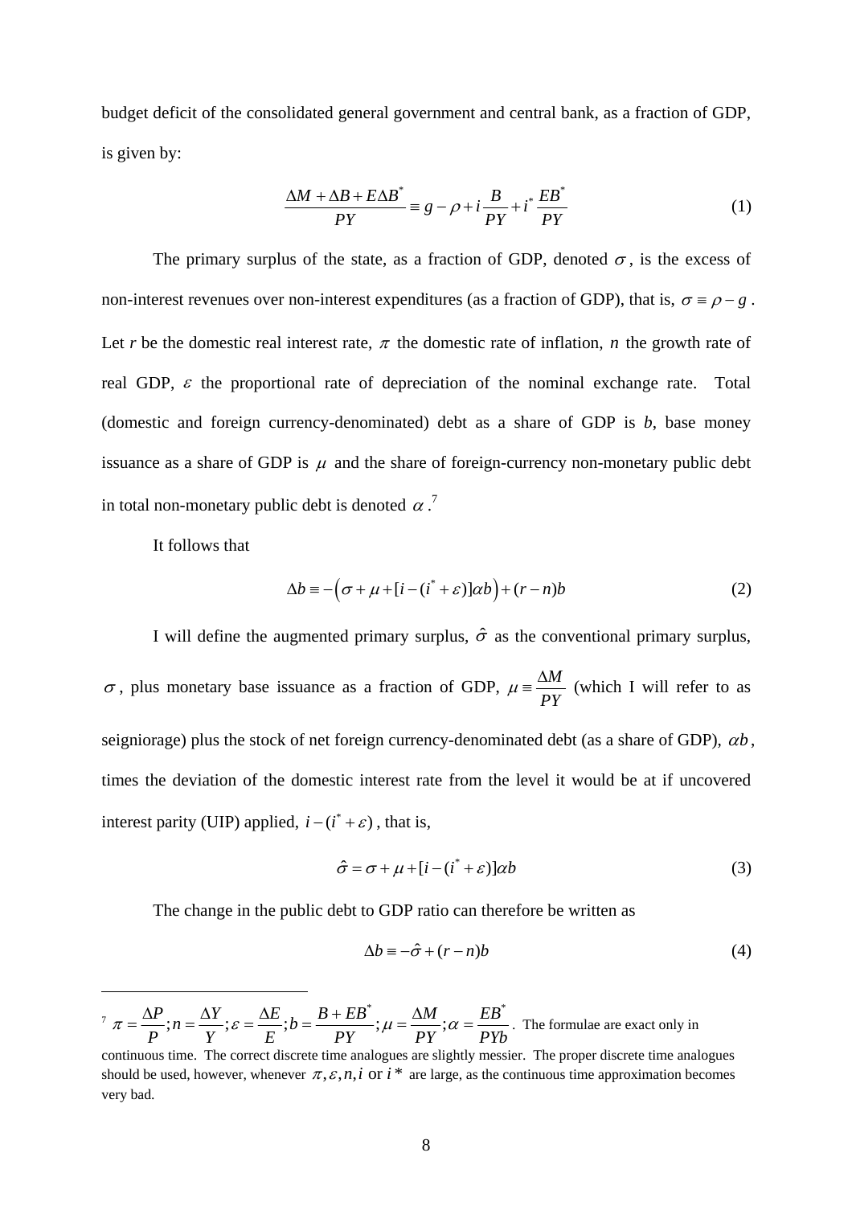budget deficit of the consolidated general government and central bank, as a fraction of GDP, is given by:

$$\frac{\Delta M + \Delta B + E\Delta B^{*}}{PY} \equiv g - \rho + i\frac{B}{PY} + i^{*}\frac{EB^{*}}{PY} \tag{1}$$

The primary surplus of the state, as a fraction of GDP, denoted $\sigma$, is the excess of non-interest revenues over non-interest expenditures (as a fraction of GDP), that is, $\sigma \equiv \rho - g$. Let $r$ be the domestic real interest rate, $\pi$ the domestic rate of inflation, $n$ the growth rate of real GDP, $\varepsilon$ the proportional rate of depreciation of the nominal exchange rate. Total (domestic and foreign currency-denominated) debt as a share of GDP is $b$, base money issuance as a share of GDP is $\mu$ and the share of foreign-currency non-monetary public debt in total non-monetary public debt is denoted $\alpha$.[7]

It follows that

$$\Delta b \equiv -\left(\sigma + \mu + [i - (i^{*} + \varepsilon)]\alpha b\right) + (r - n)b \tag{2}$$

I will define the augmented primary surplus, $\hat{\sigma}$ as the conventional primary surplus, $\sigma$, plus monetary base issuance as a fraction of GDP, $\mu \equiv \frac{\Delta M}{PY}$ (which I will refer to as seigniorage) plus the stock of net foreign currency-denominated debt (as a share of GDP), $\alpha b$, times the deviation of the domestic interest rate from the level it would be at if uncovered interest parity (UIP) applied, $i - (i^{*} + \varepsilon)$, that is,

$$\hat{\sigma} = \sigma + \mu + [i - (i^{*} + \varepsilon)]\alpha b \tag{3}$$

The change in the public debt to GDP ratio can therefore be written as

$$\Delta b \equiv -\hat{\sigma} + (r - n)b \tag{4}$$

---

[7] $\pi = \frac{\Delta P}{P}; n = \frac{\Delta Y}{Y}; \varepsilon = \frac{\Delta E}{E}; b = \frac{B + EB^{*}}{PY}; \mu = \frac{\Delta M}{PY}; \alpha = \frac{EB^{*}}{PYb}$. The formulae are exact only in continuous time. The correct discrete time analogues are slightly messier. The proper discrete time analogues should be used, however, whenever $\pi, \varepsilon, n, i$ or $i^{*}$ are large, as the continuous time approximation becomes very bad.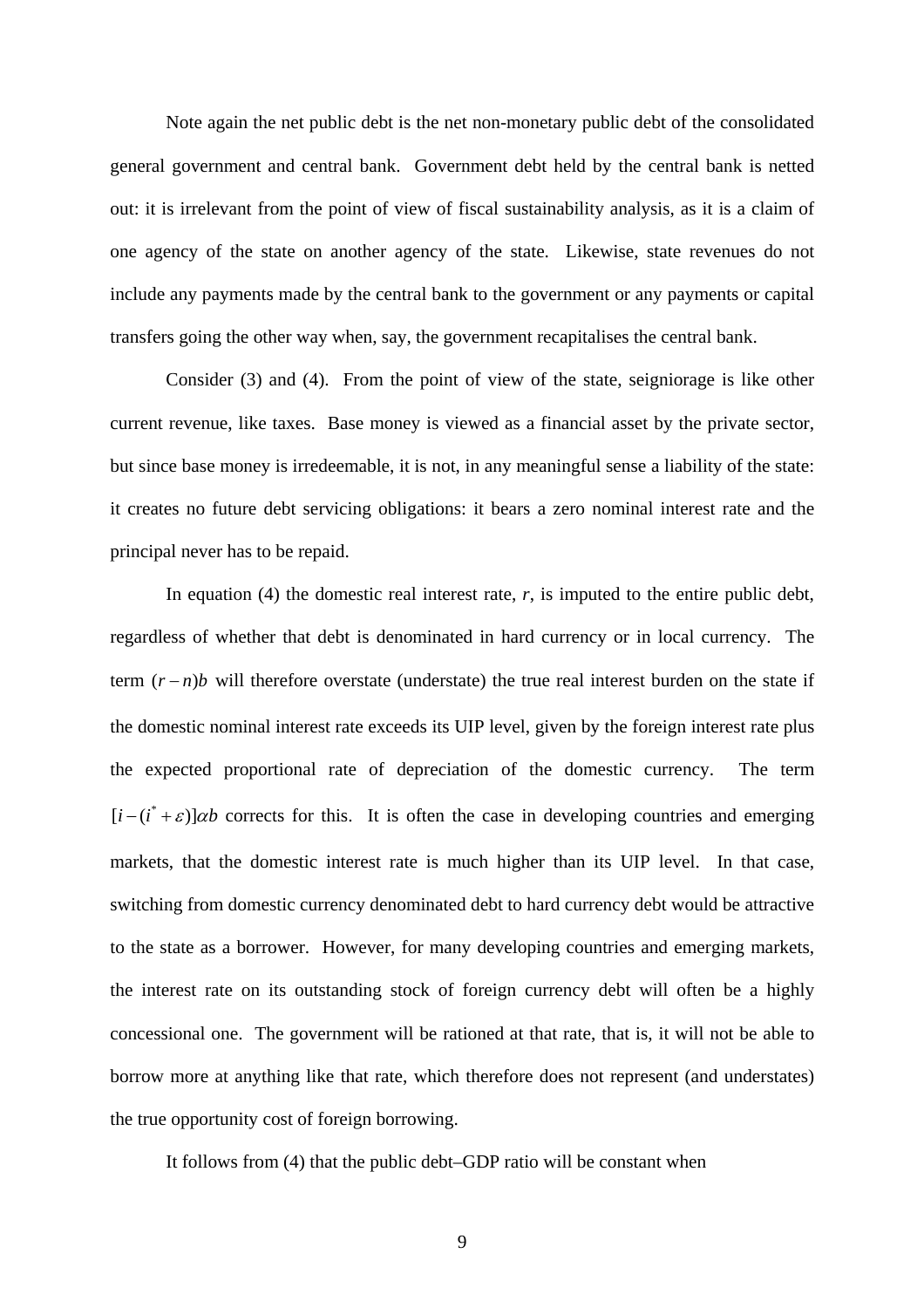Note again the net public debt is the net non-monetary public debt of the consolidated general government and central bank. Government debt held by the central bank is netted out: it is irrelevant from the point of view of fiscal sustainability analysis, as it is a claim of one agency of the state on another agency of the state. Likewise, state revenues do not include any payments made by the central bank to the government or any payments or capital transfers going the other way when, say, the government recapitalises the central bank.

Consider (3) and (4). From the point of view of the state, seigniorage is like other current revenue, like taxes. Base money is viewed as a financial asset by the private sector, but since base money is irredeemable, it is not, in any meaningful sense a liability of the state: it creates no future debt servicing obligations: it bears a zero nominal interest rate and the principal never has to be repaid.

In equation (4) the domestic real interest rate, $r$, is imputed to the entire public debt, regardless of whether that debt is denominated in hard currency or in local currency. The term $(r-n)b$ will therefore overstate (understate) the true real interest burden on the state if the domestic nominal interest rate exceeds its UIP level, given by the foreign interest rate plus the expected proportional rate of depreciation of the domestic currency. The term $[i-(i^*+\varepsilon)]\alpha b$ corrects for this. It is often the case in developing countries and emerging markets, that the domestic interest rate is much higher than its UIP level. In that case, switching from domestic currency denominated debt to hard currency debt would be attractive to the state as a borrower. However, for many developing countries and emerging markets, the interest rate on its outstanding stock of foreign currency debt will often be a highly concessional one. The government will be rationed at that rate, that is, it will not be able to borrow more at anything like that rate, which therefore does not represent (and understates) the true opportunity cost of foreign borrowing.

It follows from (4) that the public debt–GDP ratio will be constant when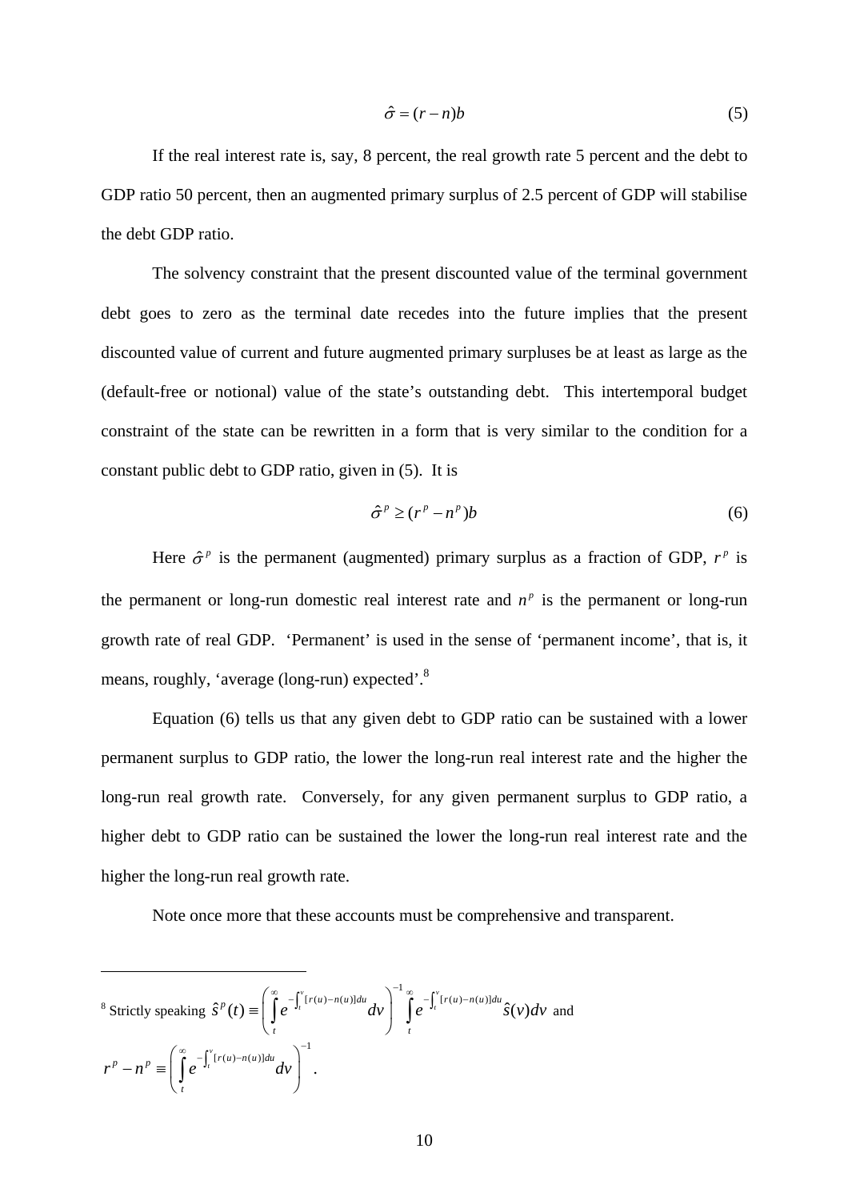$$\hat{\sigma} = (r - n)b \tag{5}$$

If the real interest rate is, say, 8 percent, the real growth rate 5 percent and the debt to GDP ratio 50 percent, then an augmented primary surplus of 2.5 percent of GDP will stabilise the debt GDP ratio.

The solvency constraint that the present discounted value of the terminal government debt goes to zero as the terminal date recedes into the future implies that the present discounted value of current and future augmented primary surpluses be at least as large as the (default-free or notional) value of the state's outstanding debt. This intertemporal budget constraint of the state can be rewritten in a form that is very similar to the condition for a constant public debt to GDP ratio, given in (5). It is

$$\hat{\sigma}^p \geq (r^p - n^p)b \tag{6}$$

Here $\hat{\sigma}^p$ is the permanent (augmented) primary surplus as a fraction of GDP, $r^p$ is the permanent or long-run domestic real interest rate and $n^p$ is the permanent or long-run growth rate of real GDP. 'Permanent' is used in the sense of 'permanent income', that is, it means, roughly, 'average (long-run) expected'.[8]

Equation (6) tells us that any given debt to GDP ratio can be sustained with a lower permanent surplus to GDP ratio, the lower the long-run real interest rate and the higher the long-run real growth rate. Conversely, for any given permanent surplus to GDP ratio, a higher debt to GDP ratio can be sustained the lower the long-run real interest rate and the higher the long-run real growth rate.

Note once more that these accounts must be comprehensive and transparent.

---

[8] Strictly speaking $\hat{s}^p(t) \equiv \left( \int_t^{\infty} e^{-\int_t^v [r(u)-n(u)]du} dv \right)^{-1} \int_t^{\infty} e^{-\int_t^v [r(u)-n(u)]du} \hat{s}(v) dv$ and $r^p - n^p \equiv \left( \int_t^{\infty} e^{-\int_t^v [r(u)-n(u)]du} dv \right)^{-1}$.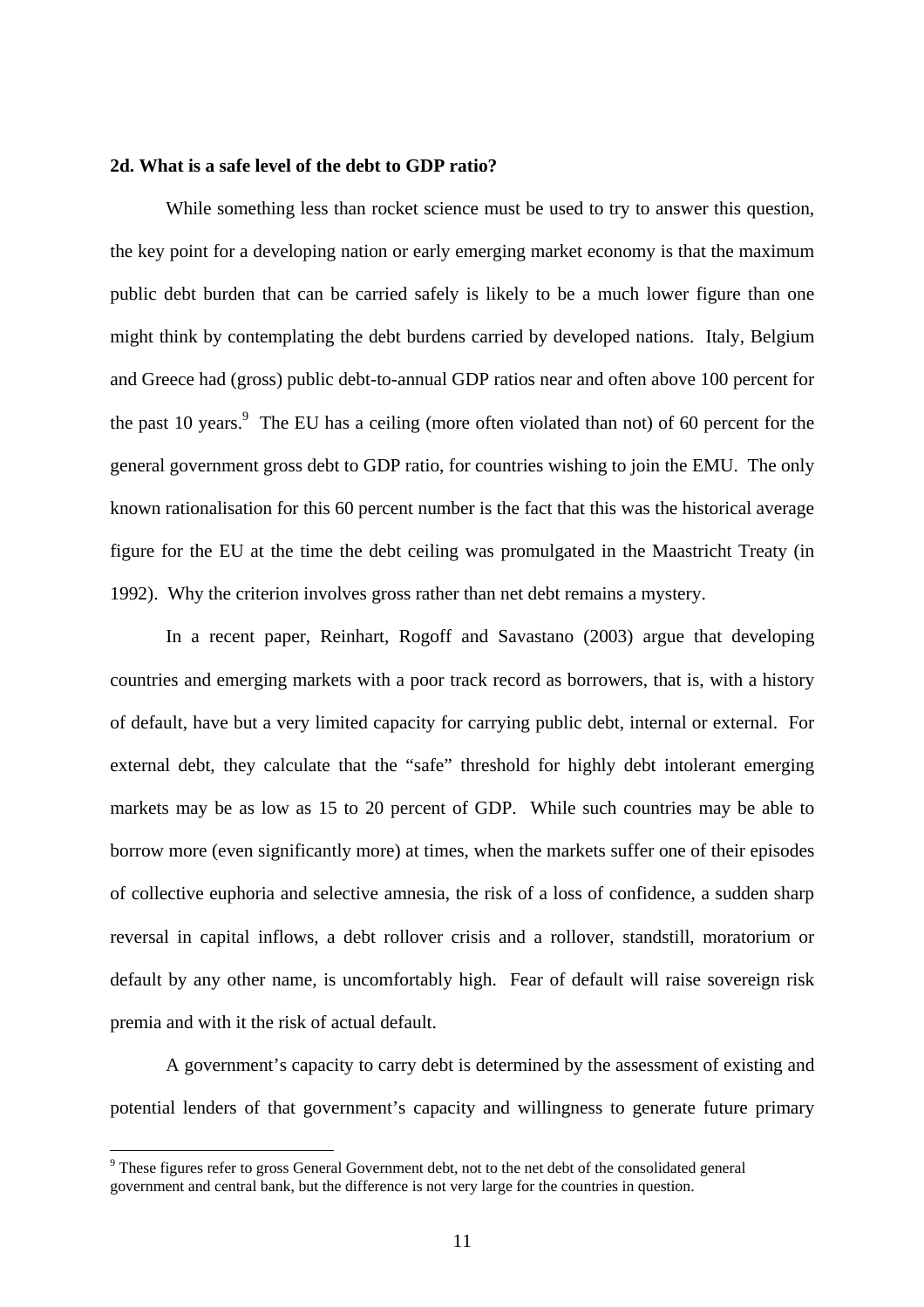**2d. What is a safe level of the debt to GDP ratio?**

While something less than rocket science must be used to try to answer this question, the key point for a developing nation or early emerging market economy is that the maximum public debt burden that can be carried safely is likely to be a much lower figure than one might think by contemplating the debt burdens carried by developed nations. Italy, Belgium and Greece had (gross) public debt-to-annual GDP ratios near and often above 100 percent for the past 10 years.[9] The EU has a ceiling (more often violated than not) of 60 percent for the general government gross debt to GDP ratio, for countries wishing to join the EMU. The only known rationalisation for this 60 percent number is the fact that this was the historical average figure for the EU at the time the debt ceiling was promulgated in the Maastricht Treaty (in 1992). Why the criterion involves gross rather than net debt remains a mystery.

In a recent paper, Reinhart, Rogoff and Savastano (2003) argue that developing countries and emerging markets with a poor track record as borrowers, that is, with a history of default, have but a very limited capacity for carrying public debt, internal or external. For external debt, they calculate that the "safe" threshold for highly debt intolerant emerging markets may be as low as 15 to 20 percent of GDP. While such countries may be able to borrow more (even significantly more) at times, when the markets suffer one of their episodes of collective euphoria and selective amnesia, the risk of a loss of confidence, a sudden sharp reversal in capital inflows, a debt rollover crisis and a rollover, standstill, moratorium or default by any other name, is uncomfortably high. Fear of default will raise sovereign risk premia and with it the risk of actual default.

A government's capacity to carry debt is determined by the assessment of existing and potential lenders of that government's capacity and willingness to generate future primary

[9] These figures refer to gross General Government debt, not to the net debt of the consolidated general government and central bank, but the difference is not very large for the countries in question.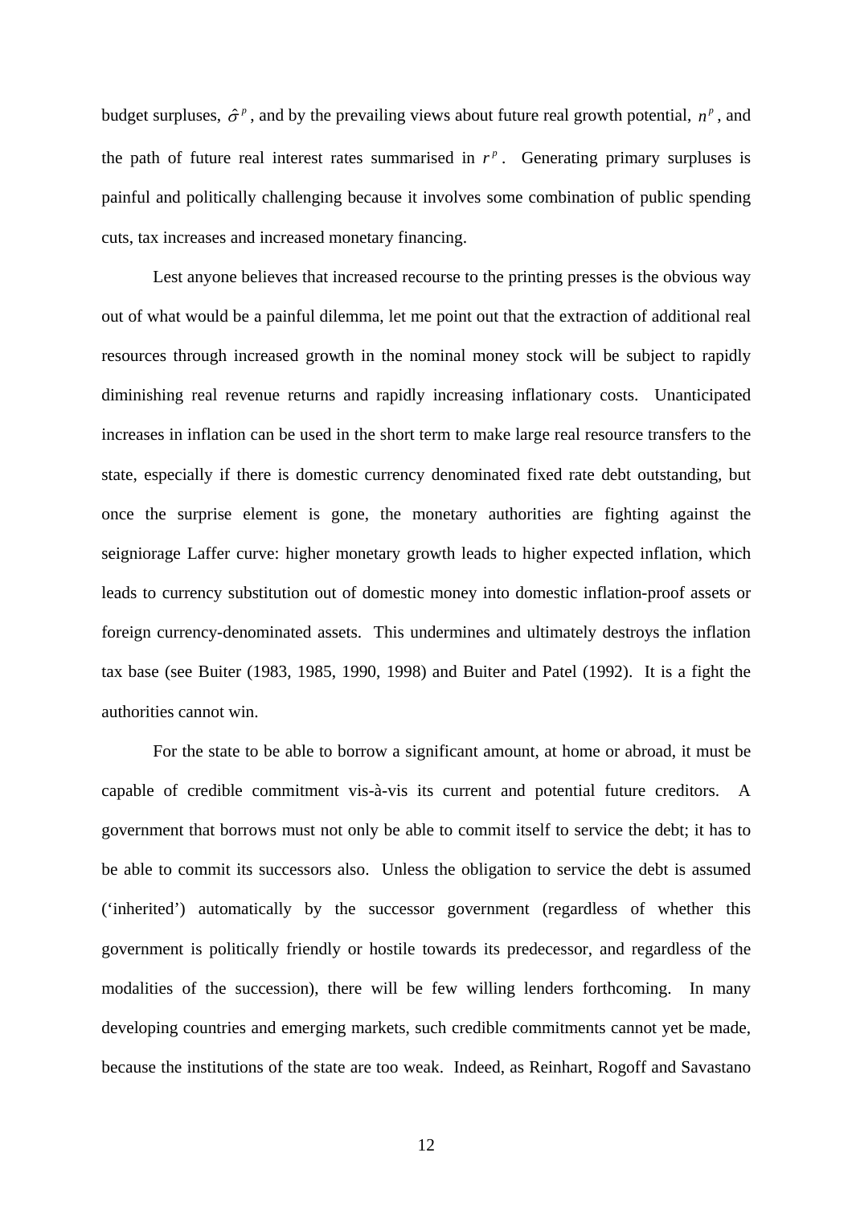budget surpluses, $\hat{\sigma}^p$, and by the prevailing views about future real growth potential, $n^p$, and the path of future real interest rates summarised in $r^p$. Generating primary surpluses is painful and politically challenging because it involves some combination of public spending cuts, tax increases and increased monetary financing.

Lest anyone believes that increased recourse to the printing presses is the obvious way out of what would be a painful dilemma, let me point out that the extraction of additional real resources through increased growth in the nominal money stock will be subject to rapidly diminishing real revenue returns and rapidly increasing inflationary costs. Unanticipated increases in inflation can be used in the short term to make large real resource transfers to the state, especially if there is domestic currency denominated fixed rate debt outstanding, but once the surprise element is gone, the monetary authorities are fighting against the seigniorage Laffer curve: higher monetary growth leads to higher expected inflation, which leads to currency substitution out of domestic money into domestic inflation-proof assets or foreign currency-denominated assets. This undermines and ultimately destroys the inflation tax base (see Buiter (1983, 1985, 1990, 1998) and Buiter and Patel (1992). It is a fight the authorities cannot win.

For the state to be able to borrow a significant amount, at home or abroad, it must be capable of credible commitment vis-à-vis its current and potential future creditors. A government that borrows must not only be able to commit itself to service the debt; it has to be able to commit its successors also. Unless the obligation to service the debt is assumed ('inherited') automatically by the successor government (regardless of whether this government is politically friendly or hostile towards its predecessor, and regardless of the modalities of the succession), there will be few willing lenders forthcoming. In many developing countries and emerging markets, such credible commitments cannot yet be made, because the institutions of the state are too weak. Indeed, as Reinhart, Rogoff and Savastano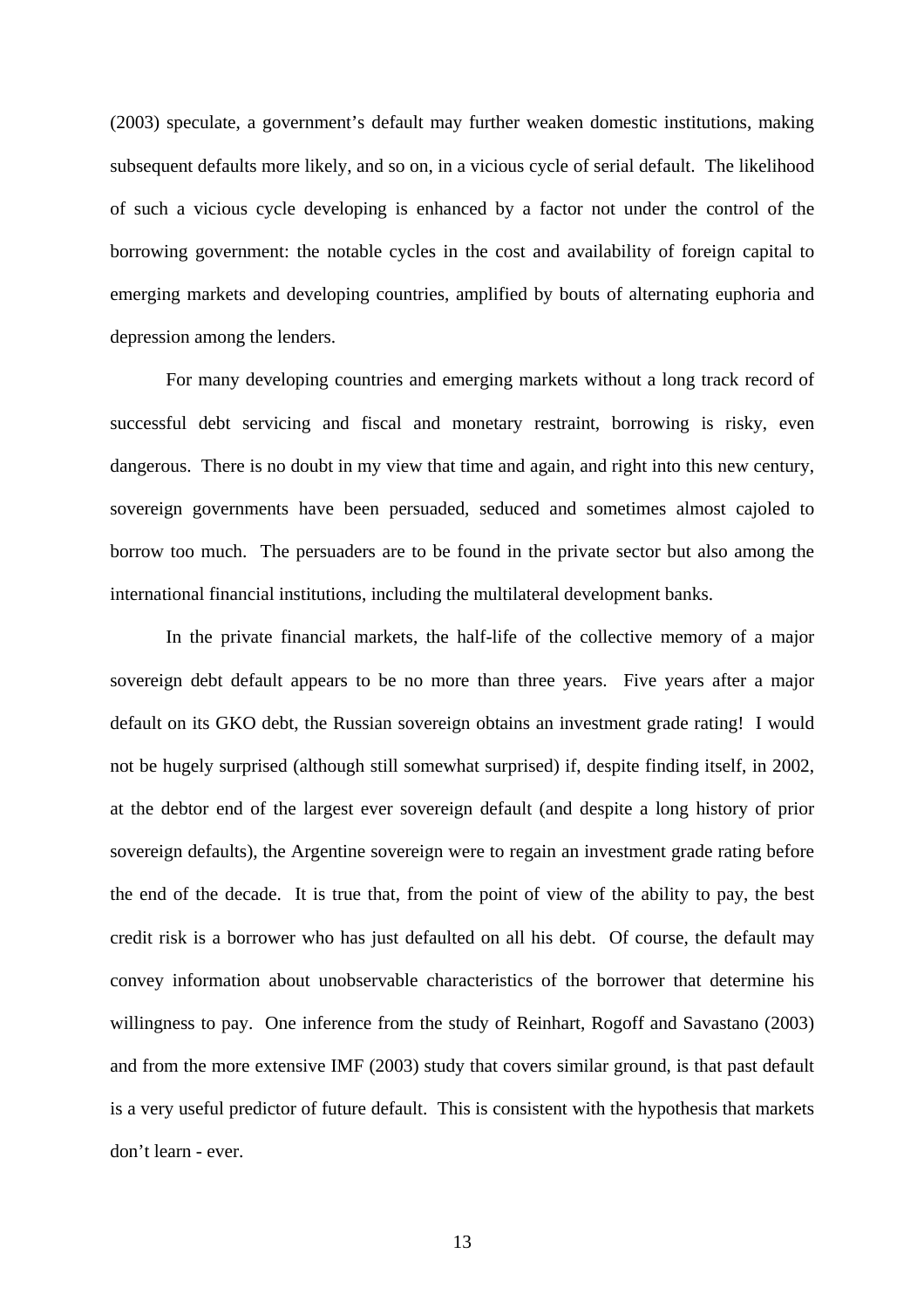(2003) speculate, a government's default may further weaken domestic institutions, making subsequent defaults more likely, and so on, in a vicious cycle of serial default. The likelihood of such a vicious cycle developing is enhanced by a factor not under the control of the borrowing government: the notable cycles in the cost and availability of foreign capital to emerging markets and developing countries, amplified by bouts of alternating euphoria and depression among the lenders.

For many developing countries and emerging markets without a long track record of successful debt servicing and fiscal and monetary restraint, borrowing is risky, even dangerous. There is no doubt in my view that time and again, and right into this new century, sovereign governments have been persuaded, seduced and sometimes almost cajoled to borrow too much. The persuaders are to be found in the private sector but also among the international financial institutions, including the multilateral development banks.

In the private financial markets, the half-life of the collective memory of a major sovereign debt default appears to be no more than three years. Five years after a major default on its GKO debt, the Russian sovereign obtains an investment grade rating! I would not be hugely surprised (although still somewhat surprised) if, despite finding itself, in 2002, at the debtor end of the largest ever sovereign default (and despite a long history of prior sovereign defaults), the Argentine sovereign were to regain an investment grade rating before the end of the decade. It is true that, from the point of view of the ability to pay, the best credit risk is a borrower who has just defaulted on all his debt. Of course, the default may convey information about unobservable characteristics of the borrower that determine his willingness to pay. One inference from the study of Reinhart, Rogoff and Savastano (2003) and from the more extensive IMF (2003) study that covers similar ground, is that past default is a very useful predictor of future default. This is consistent with the hypothesis that markets don't learn - ever.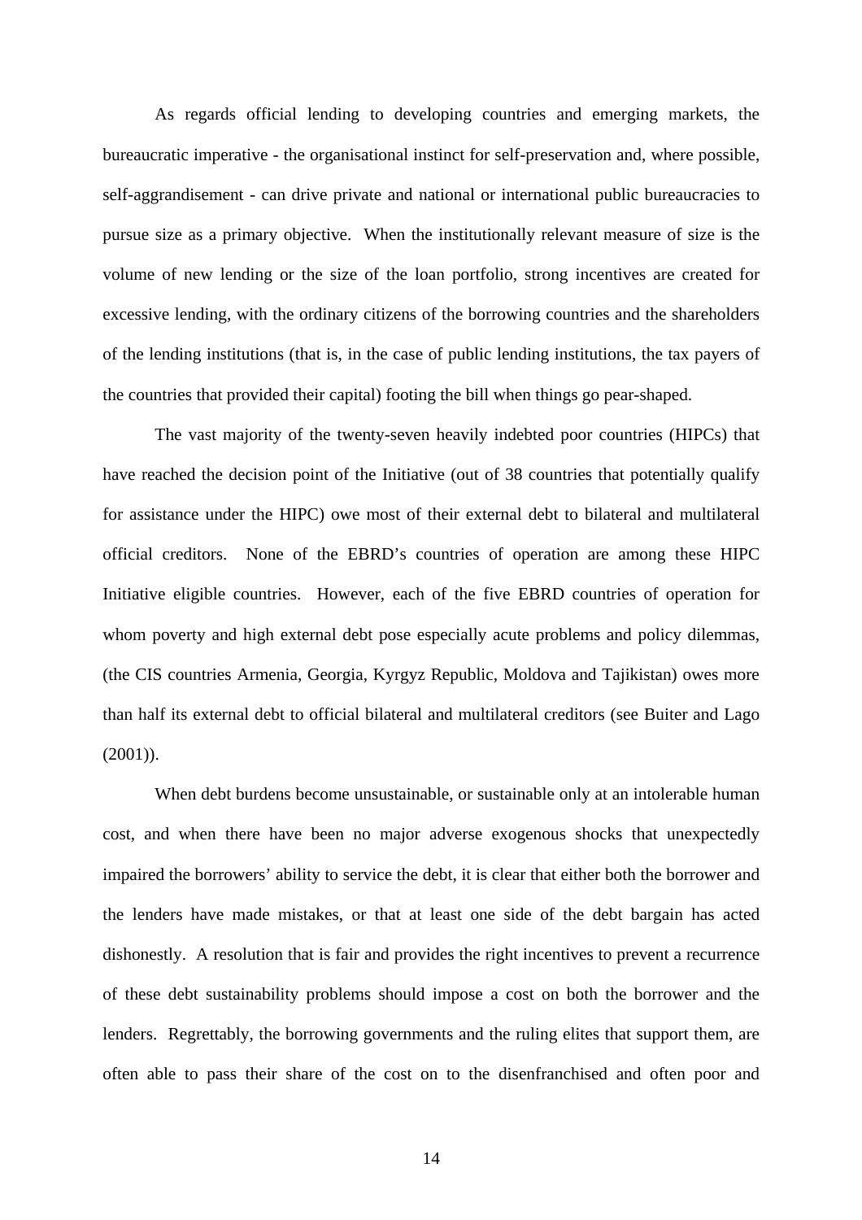As regards official lending to developing countries and emerging markets, the bureaucratic imperative - the organisational instinct for self-preservation and, where possible, self-aggrandisement - can drive private and national or international public bureaucracies to pursue size as a primary objective. When the institutionally relevant measure of size is the volume of new lending or the size of the loan portfolio, strong incentives are created for excessive lending, with the ordinary citizens of the borrowing countries and the shareholders of the lending institutions (that is, in the case of public lending institutions, the tax payers of the countries that provided their capital) footing the bill when things go pear-shaped.

The vast majority of the twenty-seven heavily indebted poor countries (HIPCs) that have reached the decision point of the Initiative (out of 38 countries that potentially qualify for assistance under the HIPC) owe most of their external debt to bilateral and multilateral official creditors. None of the EBRD's countries of operation are among these HIPC Initiative eligible countries. However, each of the five EBRD countries of operation for whom poverty and high external debt pose especially acute problems and policy dilemmas, (the CIS countries Armenia, Georgia, Kyrgyz Republic, Moldova and Tajikistan) owes more than half its external debt to official bilateral and multilateral creditors (see Buiter and Lago (2001)).

When debt burdens become unsustainable, or sustainable only at an intolerable human cost, and when there have been no major adverse exogenous shocks that unexpectedly impaired the borrowers' ability to service the debt, it is clear that either both the borrower and the lenders have made mistakes, or that at least one side of the debt bargain has acted dishonestly. A resolution that is fair and provides the right incentives to prevent a recurrence of these debt sustainability problems should impose a cost on both the borrower and the lenders. Regrettably, the borrowing governments and the ruling elites that support them, are often able to pass their share of the cost on to the disenfranchised and often poor and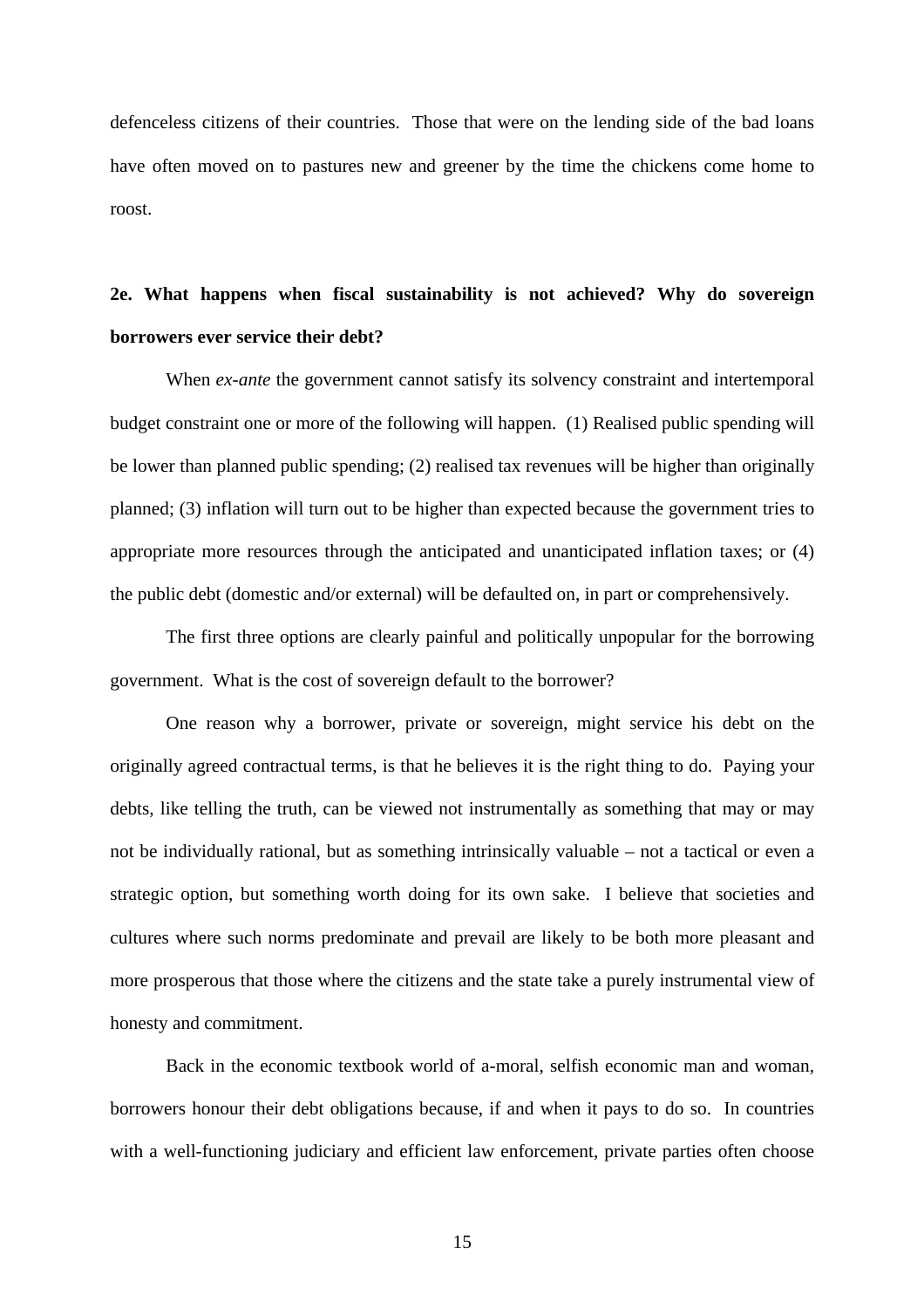defenceless citizens of their countries. Those that were on the lending side of the bad loans have often moved on to pastures new and greener by the time the chickens come home to roost.

## 2e. What happens when fiscal sustainability is not achieved? Why do sovereign borrowers ever service their debt?

When *ex-ante* the government cannot satisfy its solvency constraint and intertemporal budget constraint one or more of the following will happen. (1) Realised public spending will be lower than planned public spending; (2) realised tax revenues will be higher than originally planned; (3) inflation will turn out to be higher than expected because the government tries to appropriate more resources through the anticipated and unanticipated inflation taxes; or (4) the public debt (domestic and/or external) will be defaulted on, in part or comprehensively.

The first three options are clearly painful and politically unpopular for the borrowing government. What is the cost of sovereign default to the borrower?

One reason why a borrower, private or sovereign, might service his debt on the originally agreed contractual terms, is that he believes it is the right thing to do. Paying your debts, like telling the truth, can be viewed not instrumentally as something that may or may not be individually rational, but as something intrinsically valuable – not a tactical or even a strategic option, but something worth doing for its own sake. I believe that societies and cultures where such norms predominate and prevail are likely to be both more pleasant and more prosperous that those where the citizens and the state take a purely instrumental view of honesty and commitment.

Back in the economic textbook world of a-moral, selfish economic man and woman, borrowers honour their debt obligations because, if and when it pays to do so. In countries with a well-functioning judiciary and efficient law enforcement, private parties often choose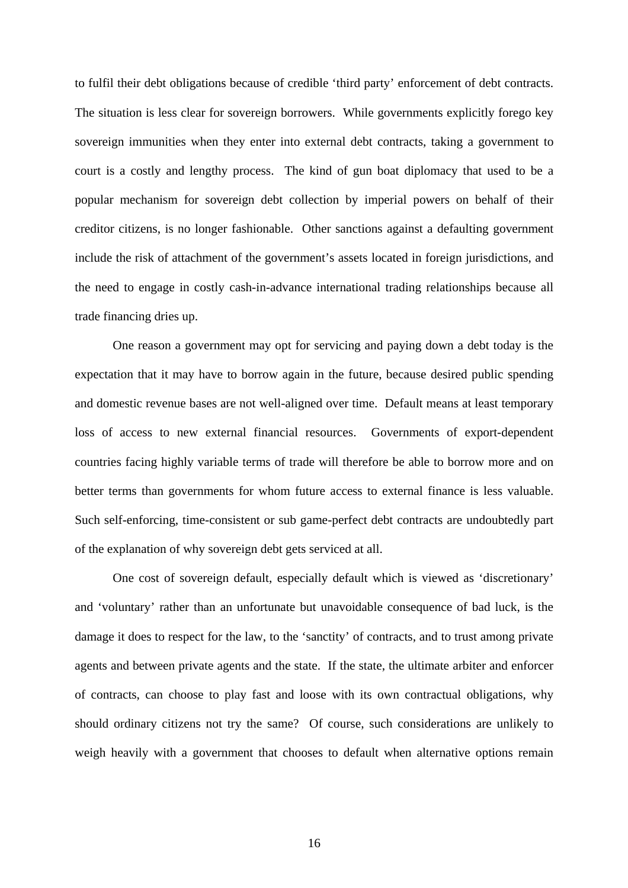to fulfil their debt obligations because of credible 'third party' enforcement of debt contracts. The situation is less clear for sovereign borrowers. While governments explicitly forego key sovereign immunities when they enter into external debt contracts, taking a government to court is a costly and lengthy process. The kind of gun boat diplomacy that used to be a popular mechanism for sovereign debt collection by imperial powers on behalf of their creditor citizens, is no longer fashionable. Other sanctions against a defaulting government include the risk of attachment of the government's assets located in foreign jurisdictions, and the need to engage in costly cash-in-advance international trading relationships because all trade financing dries up.

One reason a government may opt for servicing and paying down a debt today is the expectation that it may have to borrow again in the future, because desired public spending and domestic revenue bases are not well-aligned over time. Default means at least temporary loss of access to new external financial resources. Governments of export-dependent countries facing highly variable terms of trade will therefore be able to borrow more and on better terms than governments for whom future access to external finance is less valuable. Such self-enforcing, time-consistent or sub game-perfect debt contracts are undoubtedly part of the explanation of why sovereign debt gets serviced at all.

One cost of sovereign default, especially default which is viewed as 'discretionary' and 'voluntary' rather than an unfortunate but unavoidable consequence of bad luck, is the damage it does to respect for the law, to the 'sanctity' of contracts, and to trust among private agents and between private agents and the state. If the state, the ultimate arbiter and enforcer of contracts, can choose to play fast and loose with its own contractual obligations, why should ordinary citizens not try the same? Of course, such considerations are unlikely to weigh heavily with a government that chooses to default when alternative options remain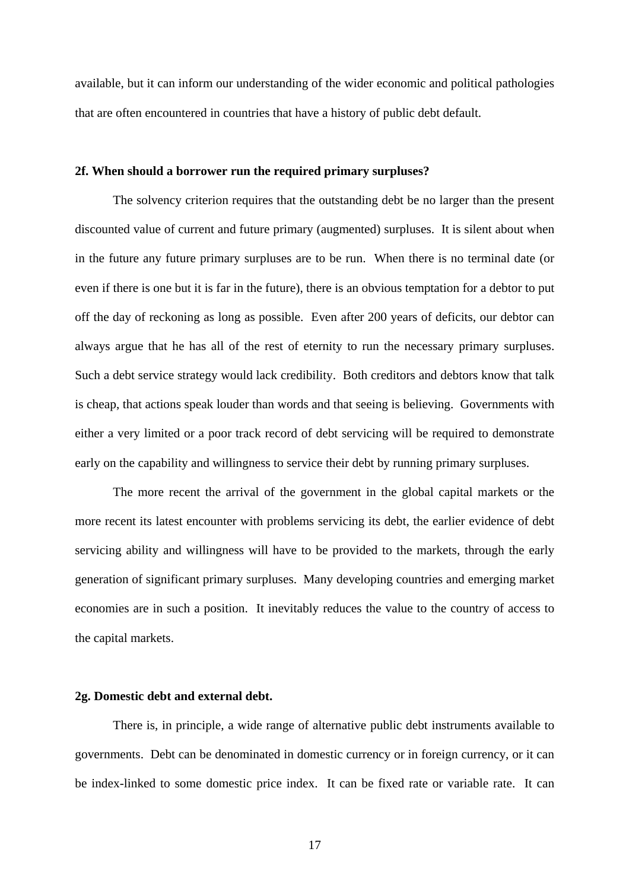available, but it can inform our understanding of the wider economic and political pathologies that are often encountered in countries that have a history of public debt default.

### 2f. When should a borrower run the required primary surpluses?

The solvency criterion requires that the outstanding debt be no larger than the present discounted value of current and future primary (augmented) surpluses. It is silent about when in the future any future primary surpluses are to be run. When there is no terminal date (or even if there is one but it is far in the future), there is an obvious temptation for a debtor to put off the day of reckoning as long as possible. Even after 200 years of deficits, our debtor can always argue that he has all of the rest of eternity to run the necessary primary surpluses. Such a debt service strategy would lack credibility. Both creditors and debtors know that talk is cheap, that actions speak louder than words and that seeing is believing. Governments with either a very limited or a poor track record of debt servicing will be required to demonstrate early on the capability and willingness to service their debt by running primary surpluses.

The more recent the arrival of the government in the global capital markets or the more recent its latest encounter with problems servicing its debt, the earlier evidence of debt servicing ability and willingness will have to be provided to the markets, through the early generation of significant primary surpluses. Many developing countries and emerging market economies are in such a position. It inevitably reduces the value to the country of access to the capital markets.

### 2g. Domestic debt and external debt.

There is, in principle, a wide range of alternative public debt instruments available to governments. Debt can be denominated in domestic currency or in foreign currency, or it can be index-linked to some domestic price index. It can be fixed rate or variable rate. It can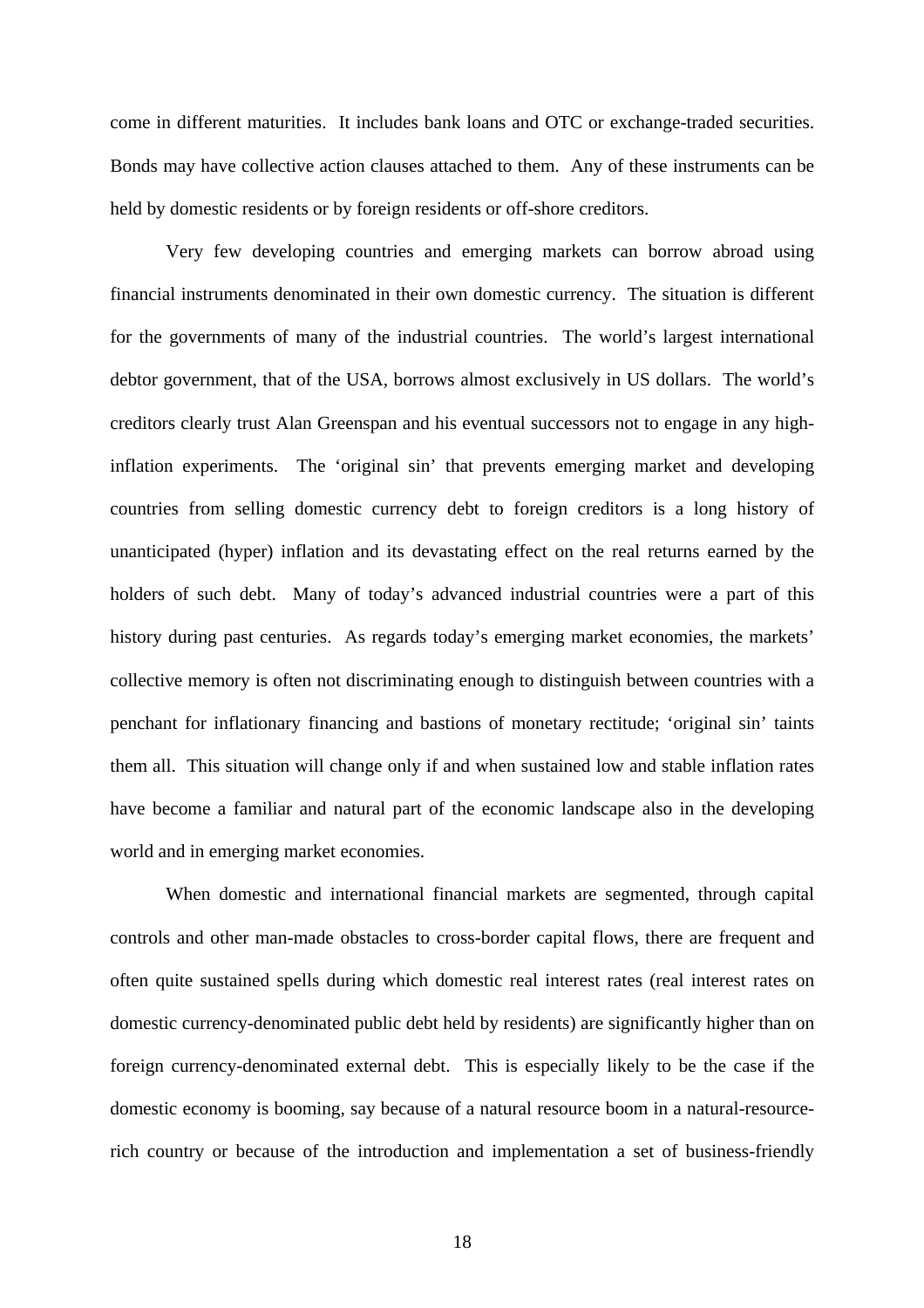come in different maturities. It includes bank loans and OTC or exchange-traded securities. Bonds may have collective action clauses attached to them. Any of these instruments can be held by domestic residents or by foreign residents or off-shore creditors.

Very few developing countries and emerging markets can borrow abroad using financial instruments denominated in their own domestic currency. The situation is different for the governments of many of the industrial countries. The world's largest international debtor government, that of the USA, borrows almost exclusively in US dollars. The world's creditors clearly trust Alan Greenspan and his eventual successors not to engage in any high-inflation experiments. The 'original sin' that prevents emerging market and developing countries from selling domestic currency debt to foreign creditors is a long history of unanticipated (hyper) inflation and its devastating effect on the real returns earned by the holders of such debt. Many of today's advanced industrial countries were a part of this history during past centuries. As regards today's emerging market economies, the markets' collective memory is often not discriminating enough to distinguish between countries with a penchant for inflationary financing and bastions of monetary rectitude; 'original sin' taints them all. This situation will change only if and when sustained low and stable inflation rates have become a familiar and natural part of the economic landscape also in the developing world and in emerging market economies.

When domestic and international financial markets are segmented, through capital controls and other man-made obstacles to cross-border capital flows, there are frequent and often quite sustained spells during which domestic real interest rates (real interest rates on domestic currency-denominated public debt held by residents) are significantly higher than on foreign currency-denominated external debt. This is especially likely to be the case if the domestic economy is booming, say because of a natural resource boom in a natural-resource-rich country or because of the introduction and implementation a set of business-friendly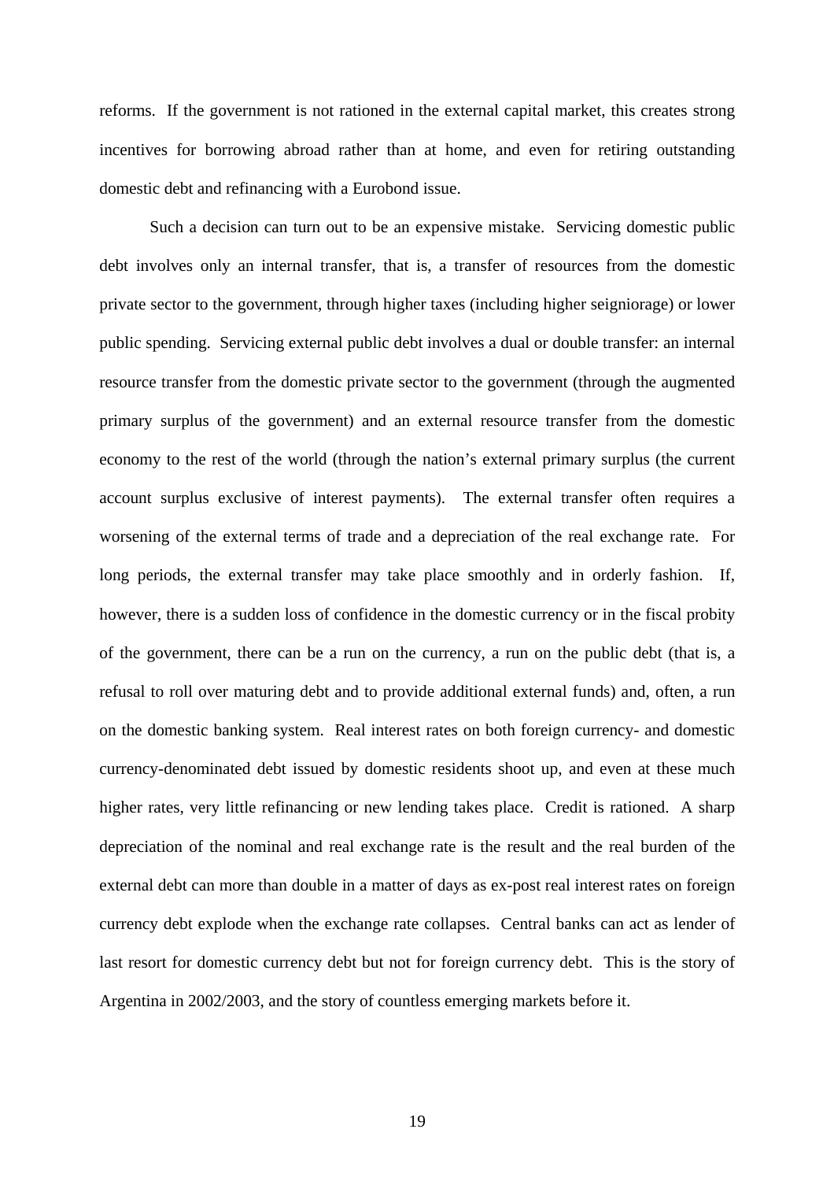reforms. If the government is not rationed in the external capital market, this creates strong incentives for borrowing abroad rather than at home, and even for retiring outstanding domestic debt and refinancing with a Eurobond issue.

Such a decision can turn out to be an expensive mistake. Servicing domestic public debt involves only an internal transfer, that is, a transfer of resources from the domestic private sector to the government, through higher taxes (including higher seigniorage) or lower public spending. Servicing external public debt involves a dual or double transfer: an internal resource transfer from the domestic private sector to the government (through the augmented primary surplus of the government) and an external resource transfer from the domestic economy to the rest of the world (through the nation's external primary surplus (the current account surplus exclusive of interest payments). The external transfer often requires a worsening of the external terms of trade and a depreciation of the real exchange rate. For long periods, the external transfer may take place smoothly and in orderly fashion. If, however, there is a sudden loss of confidence in the domestic currency or in the fiscal probity of the government, there can be a run on the currency, a run on the public debt (that is, a refusal to roll over maturing debt and to provide additional external funds) and, often, a run on the domestic banking system. Real interest rates on both foreign currency- and domestic currency-denominated debt issued by domestic residents shoot up, and even at these much higher rates, very little refinancing or new lending takes place. Credit is rationed. A sharp depreciation of the nominal and real exchange rate is the result and the real burden of the external debt can more than double in a matter of days as ex-post real interest rates on foreign currency debt explode when the exchange rate collapses. Central banks can act as lender of last resort for domestic currency debt but not for foreign currency debt. This is the story of Argentina in 2002/2003, and the story of countless emerging markets before it.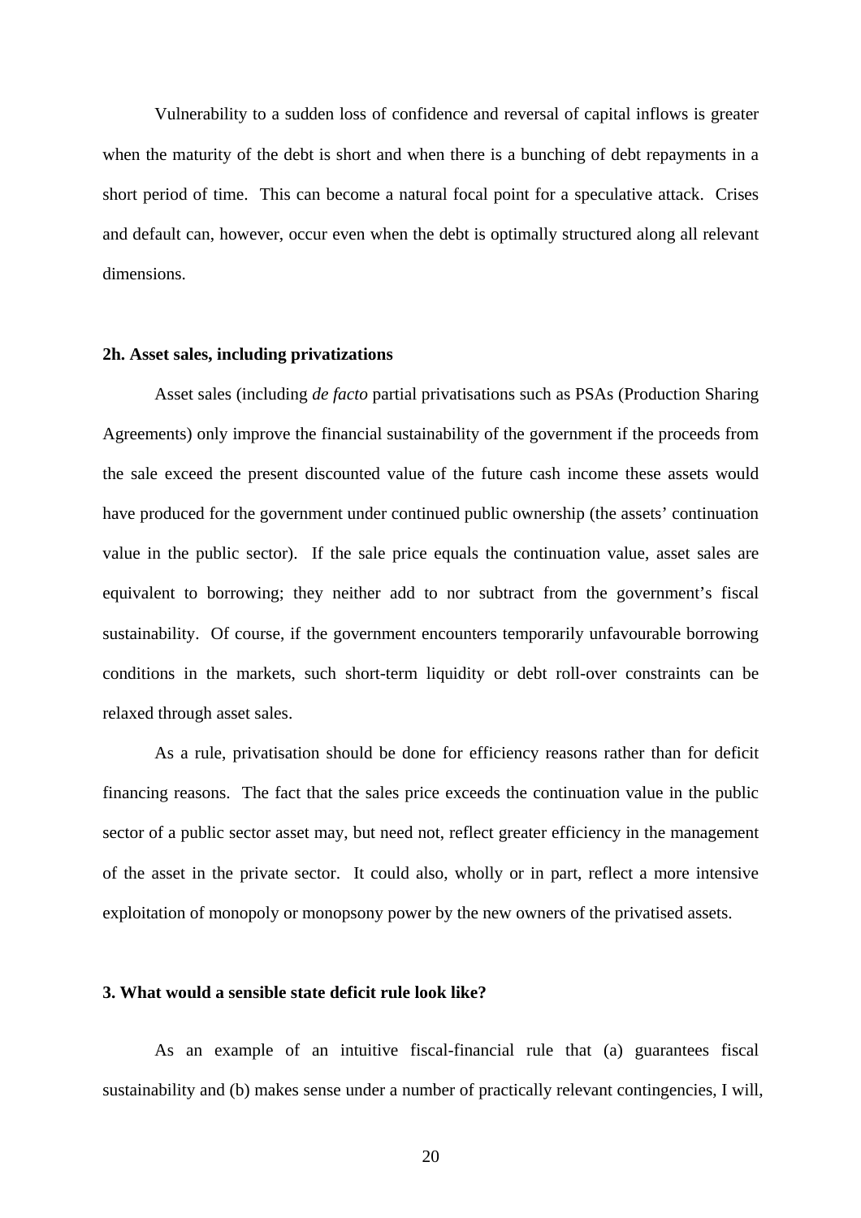Vulnerability to a sudden loss of confidence and reversal of capital inflows is greater when the maturity of the debt is short and when there is a bunching of debt repayments in a short period of time. This can become a natural focal point for a speculative attack. Crises and default can, however, occur even when the debt is optimally structured along all relevant dimensions.

**2h. Asset sales, including privatizations**

Asset sales (including *de facto* partial privatisations such as PSAs (Production Sharing Agreements) only improve the financial sustainability of the government if the proceeds from the sale exceed the present discounted value of the future cash income these assets would have produced for the government under continued public ownership (the assets' continuation value in the public sector). If the sale price equals the continuation value, asset sales are equivalent to borrowing; they neither add to nor subtract from the government's fiscal sustainability. Of course, if the government encounters temporarily unfavourable borrowing conditions in the markets, such short-term liquidity or debt roll-over constraints can be relaxed through asset sales.

As a rule, privatisation should be done for efficiency reasons rather than for deficit financing reasons. The fact that the sales price exceeds the continuation value in the public sector of a public sector asset may, but need not, reflect greater efficiency in the management of the asset in the private sector. It could also, wholly or in part, reflect a more intensive exploitation of monopoly or monopsony power by the new owners of the privatised assets.

**3. What would a sensible state deficit rule look like?**

As an example of an intuitive fiscal-financial rule that (a) guarantees fiscal sustainability and (b) makes sense under a number of practically relevant contingencies, I will,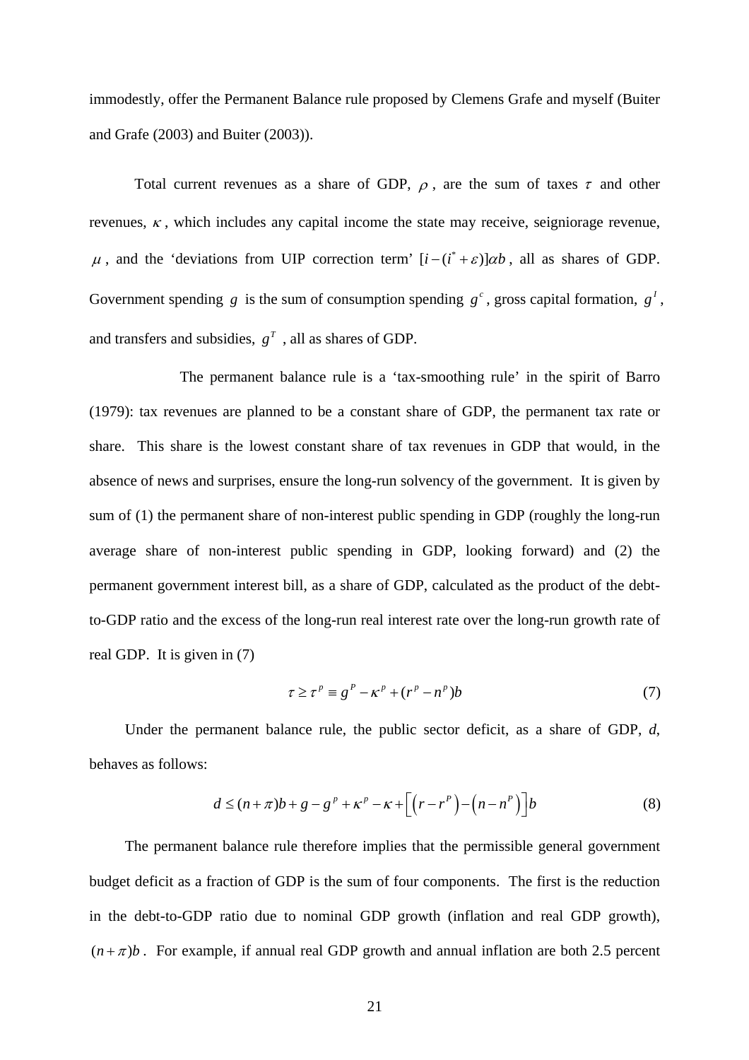immodestly, offer the Permanent Balance rule proposed by Clemens Grafe and myself (Buiter and Grafe (2003) and Buiter (2003)).

Total current revenues as a share of GDP, $\rho$, are the sum of taxes $\tau$ and other revenues, $\kappa$, which includes any capital income the state may receive, seigniorage revenue, $\mu$, and the 'deviations from UIP correction term' $[i-(i^{*}+\varepsilon)]\alpha b$, all as shares of GDP. Government spending $g$ is the sum of consumption spending $g^{c}$, gross capital formation, $g^{I}$, and transfers and subsidies, $g^{T}$, all as shares of GDP.

The permanent balance rule is a 'tax-smoothing rule' in the spirit of Barro (1979): tax revenues are planned to be a constant share of GDP, the permanent tax rate or share. This share is the lowest constant share of tax revenues in GDP that would, in the absence of news and surprises, ensure the long-run solvency of the government. It is given by sum of (1) the permanent share of non-interest public spending in GDP (roughly the long-run average share of non-interest public spending in GDP, looking forward) and (2) the permanent government interest bill, as a share of GDP, calculated as the product of the debt-to-GDP ratio and the excess of the long-run real interest rate over the long-run growth rate of real GDP. It is given in (7)

$$\tau \geq \tau^{p} \equiv g^{P} - \kappa^{p} + (r^{p} - n^{p})b \tag{7}$$

Under the permanent balance rule, the public sector deficit, as a share of GDP, *d*, behaves as follows:

$$d \leq (n+\pi)b + g - g^{p} + \kappa^{p} - \kappa + \left[\left(r - r^{P}\right) - \left(n - n^{P}\right)\right]b \tag{8}$$

The permanent balance rule therefore implies that the permissible general government budget deficit as a fraction of GDP is the sum of four components. The first is the reduction in the debt-to-GDP ratio due to nominal GDP growth (inflation and real GDP growth), $(n+\pi)b$. For example, if annual real GDP growth and annual inflation are both 2.5 percent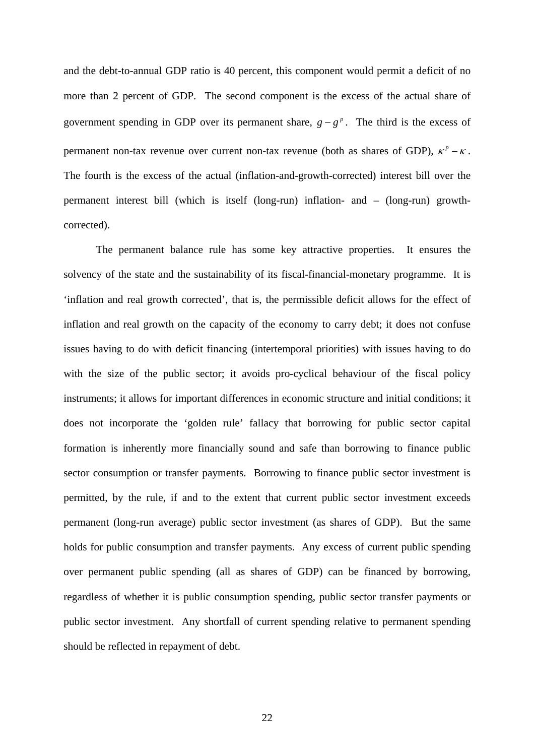and the debt-to-annual GDP ratio is 40 percent, this component would permit a deficit of no more than 2 percent of GDP. The second component is the excess of the actual share of government spending in GDP over its permanent share, $g - g^p$. The third is the excess of permanent non-tax revenue over current non-tax revenue (both as shares of GDP), $\kappa^p - \kappa$. The fourth is the excess of the actual (inflation-and-growth-corrected) interest bill over the permanent interest bill (which is itself (long-run) inflation- and – (long-run) growth-corrected).

The permanent balance rule has some key attractive properties. It ensures the solvency of the state and the sustainability of its fiscal-financial-monetary programme. It is 'inflation and real growth corrected', that is, the permissible deficit allows for the effect of inflation and real growth on the capacity of the economy to carry debt; it does not confuse issues having to do with deficit financing (intertemporal priorities) with issues having to do with the size of the public sector; it avoids pro-cyclical behaviour of the fiscal policy instruments; it allows for important differences in economic structure and initial conditions; it does not incorporate the 'golden rule' fallacy that borrowing for public sector capital formation is inherently more financially sound and safe than borrowing to finance public sector consumption or transfer payments. Borrowing to finance public sector investment is permitted, by the rule, if and to the extent that current public sector investment exceeds permanent (long-run average) public sector investment (as shares of GDP). But the same holds for public consumption and transfer payments. Any excess of current public spending over permanent public spending (all as shares of GDP) can be financed by borrowing, regardless of whether it is public consumption spending, public sector transfer payments or public sector investment. Any shortfall of current spending relative to permanent spending should be reflected in repayment of debt.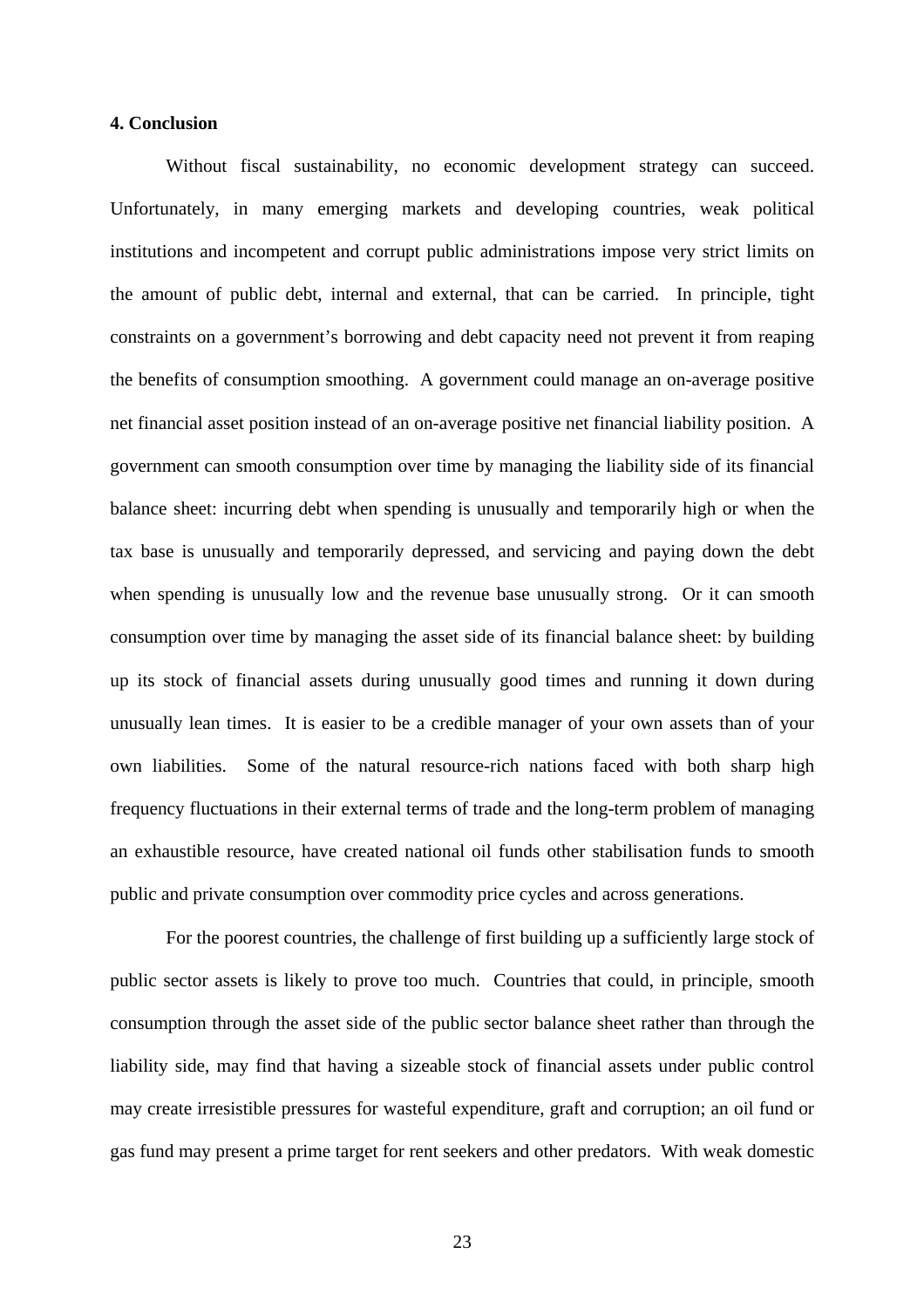**4. Conclusion**

Without fiscal sustainability, no economic development strategy can succeed. Unfortunately, in many emerging markets and developing countries, weak political institutions and incompetent and corrupt public administrations impose very strict limits on the amount of public debt, internal and external, that can be carried. In principle, tight constraints on a government's borrowing and debt capacity need not prevent it from reaping the benefits of consumption smoothing. A government could manage an on-average positive net financial asset position instead of an on-average positive net financial liability position. A government can smooth consumption over time by managing the liability side of its financial balance sheet: incurring debt when spending is unusually and temporarily high or when the tax base is unusually and temporarily depressed, and servicing and paying down the debt when spending is unusually low and the revenue base unusually strong. Or it can smooth consumption over time by managing the asset side of its financial balance sheet: by building up its stock of financial assets during unusually good times and running it down during unusually lean times. It is easier to be a credible manager of your own assets than of your own liabilities. Some of the natural resource-rich nations faced with both sharp high frequency fluctuations in their external terms of trade and the long-term problem of managing an exhaustible resource, have created national oil funds other stabilisation funds to smooth public and private consumption over commodity price cycles and across generations.

For the poorest countries, the challenge of first building up a sufficiently large stock of public sector assets is likely to prove too much. Countries that could, in principle, smooth consumption through the asset side of the public sector balance sheet rather than through the liability side, may find that having a sizeable stock of financial assets under public control may create irresistible pressures for wasteful expenditure, graft and corruption; an oil fund or gas fund may present a prime target for rent seekers and other predators. With weak domestic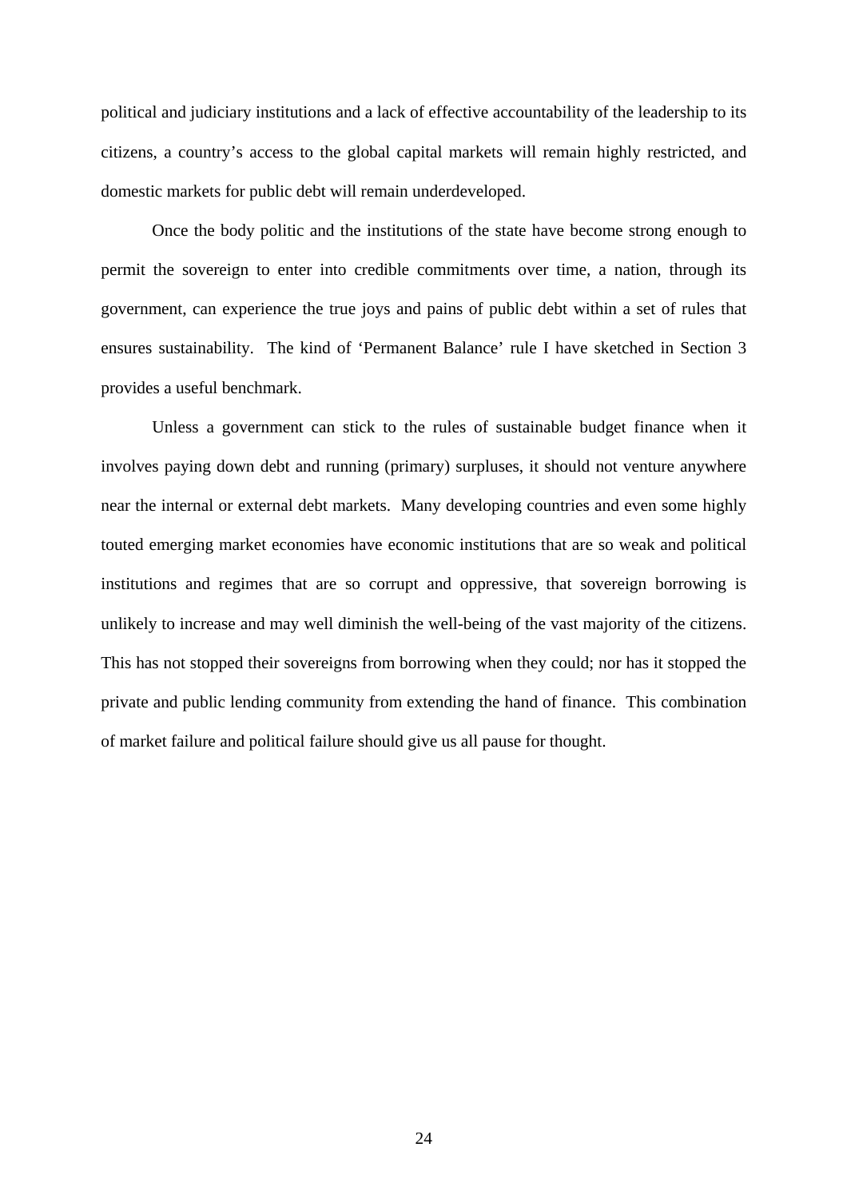political and judiciary institutions and a lack of effective accountability of the leadership to its citizens, a country's access to the global capital markets will remain highly restricted, and domestic markets for public debt will remain underdeveloped.

Once the body politic and the institutions of the state have become strong enough to permit the sovereign to enter into credible commitments over time, a nation, through its government, can experience the true joys and pains of public debt within a set of rules that ensures sustainability. The kind of 'Permanent Balance' rule I have sketched in Section 3 provides a useful benchmark.

Unless a government can stick to the rules of sustainable budget finance when it involves paying down debt and running (primary) surpluses, it should not venture anywhere near the internal or external debt markets. Many developing countries and even some highly touted emerging market economies have economic institutions that are so weak and political institutions and regimes that are so corrupt and oppressive, that sovereign borrowing is unlikely to increase and may well diminish the well-being of the vast majority of the citizens. This has not stopped their sovereigns from borrowing when they could; nor has it stopped the private and public lending community from extending the hand of finance. This combination of market failure and political failure should give us all pause for thought.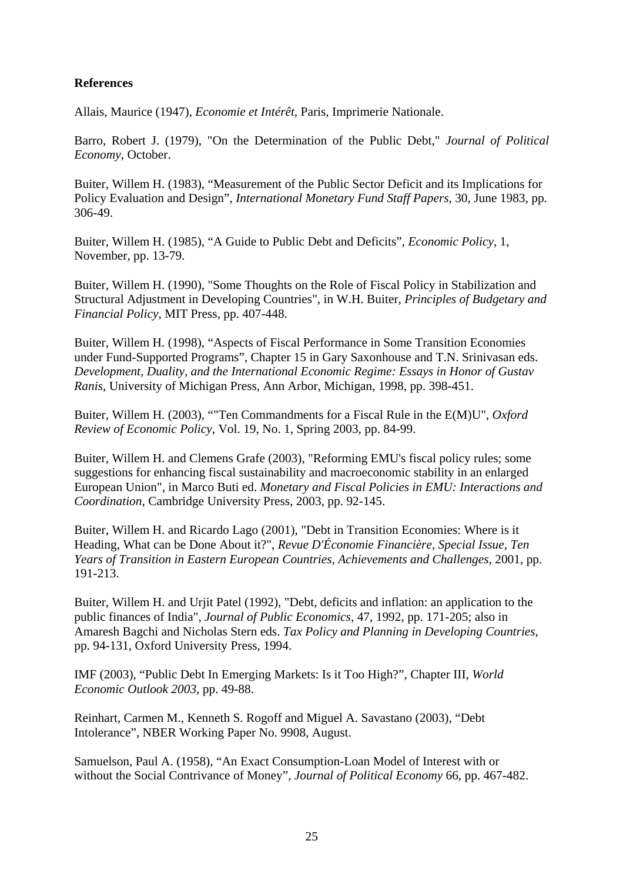**References**

Allais, Maurice (1947), *Economie et Intérêt*, Paris, Imprimerie Nationale.

Barro, Robert J. (1979), "On the Determination of the Public Debt," *Journal of Political Economy*, October.

Buiter, Willem H. (1983), "Measurement of the Public Sector Deficit and its Implications for Policy Evaluation and Design", *International Monetary Fund Staff Papers*, 30, June 1983, pp. 306-49.

Buiter, Willem H. (1985), "A Guide to Public Debt and Deficits", *Economic Policy*, 1, November, pp. 13-79.

Buiter, Willem H. (1990), "Some Thoughts on the Role of Fiscal Policy in Stabilization and Structural Adjustment in Developing Countries", in W.H. Buiter, *Principles of Budgetary and Financial Policy*, MIT Press, pp. 407-448.

Buiter, Willem H. (1998), "Aspects of Fiscal Performance in Some Transition Economies under Fund-Supported Programs", Chapter 15 in Gary Saxonhouse and T.N. Srinivasan eds. *Development, Duality, and the International Economic Regime: Essays in Honor of Gustav Ranis*, University of Michigan Press, Ann Arbor, Michigan, 1998, pp. 398-451.

Buiter, Willem H. (2003), ""Ten Commandments for a Fiscal Rule in the E(M)U", *Oxford Review of Economic Policy*, Vol. 19, No. 1, Spring 2003, pp. 84-99.

Buiter, Willem H. and Clemens Grafe (2003), "Reforming EMU's fiscal policy rules; some suggestions for enhancing fiscal sustainability and macroeconomic stability in an enlarged European Union", in Marco Buti ed. *Monetary and Fiscal Policies in EMU: Interactions and Coordination*, Cambridge University Press, 2003, pp. 92-145.

Buiter, Willem H. and Ricardo Lago (2001), "Debt in Transition Economies: Where is it Heading, What can be Done About it?", *Revue D'Économie Financière, Special Issue, Ten Years of Transition in Eastern European Countries, Achievements and Challenges*, 2001, pp. 191-213.

Buiter, Willem H. and Urjit Patel (1992), "Debt, deficits and inflation: an application to the public finances of India", *Journal of Public Economics*, 47, 1992, pp. 171-205; also in Amaresh Bagchi and Nicholas Stern eds. *Tax Policy and Planning in Developing Countries*, pp. 94-131, Oxford University Press, 1994.

IMF (2003), "Public Debt In Emerging Markets: Is it Too High?", Chapter III, *World Economic Outlook 2003*, pp. 49-88.

Reinhart, Carmen M., Kenneth S. Rogoff and Miguel A. Savastano (2003), "Debt Intolerance", NBER Working Paper No. 9908, August.

Samuelson, Paul A. (1958), "An Exact Consumption-Loan Model of Interest with or without the Social Contrivance of Money", *Journal of Political Economy* 66, pp. 467-482.